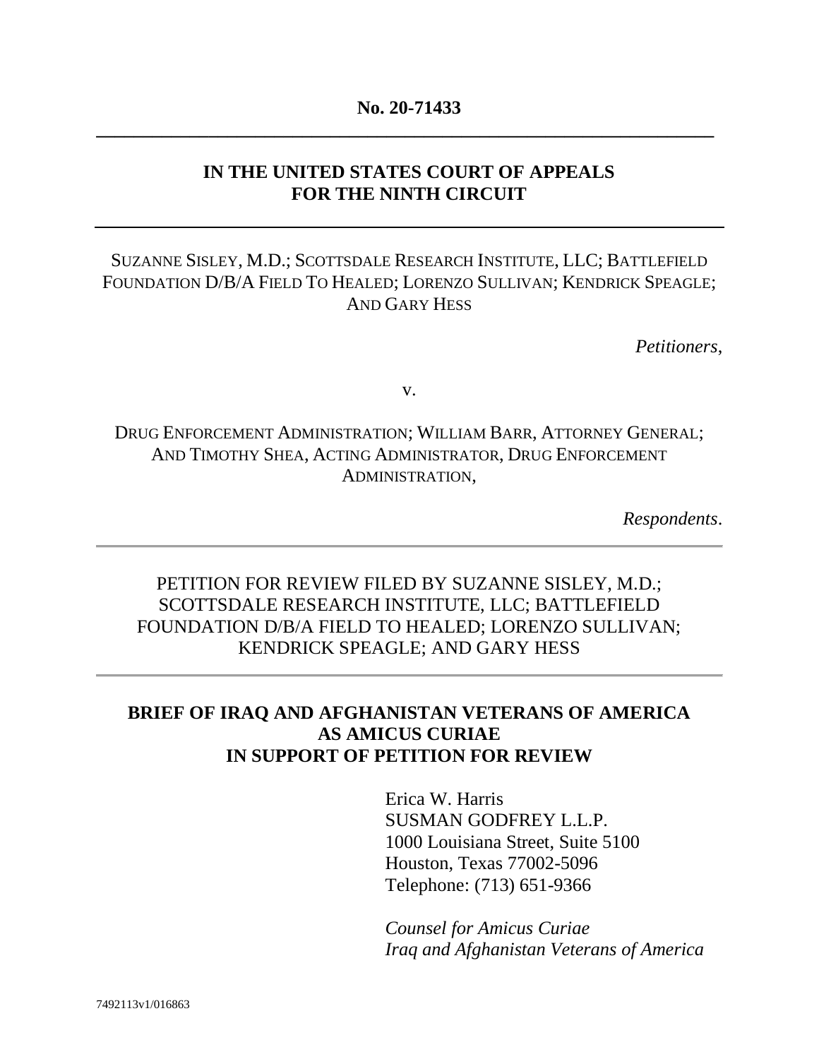**No. 20-71433**

---

**IN THE UNITED STATES COURT OF APPEALS**
**FOR THE NINTH CIRCUIT**

---

SUZANNE SISLEY, M.D.; SCOTTSDALE RESEARCH INSTITUTE, LLC; BATTLEFIELD FOUNDATION D/B/A FIELD TO HEALED; LORENZO SULLIVAN; KENDRICK SPEAGLE; AND GARY HESS

*Petitioners*,

v.

DRUG ENFORCEMENT ADMINISTRATION; WILLIAM BARR, ATTORNEY GENERAL; AND TIMOTHY SHEA, ACTING ADMINISTRATOR, DRUG ENFORCEMENT ADMINISTRATION,

*Respondents*.

---

PETITION FOR REVIEW FILED BY SUZANNE SISLEY, M.D.; SCOTTSDALE RESEARCH INSTITUTE, LLC; BATTLEFIELD FOUNDATION D/B/A FIELD TO HEALED; LORENZO SULLIVAN; KENDRICK SPEAGLE; AND GARY HESS

---

**BRIEF OF IRAQ AND AFGHANISTAN VETERANS OF AMERICA AS AMICUS CURIAE IN SUPPORT OF PETITION FOR REVIEW**

Erica W. Harris
SUSMAN GODFREY L.L.P.
1000 Louisiana Street, Suite 5100
Houston, Texas 77002-5096
Telephone: (713) 651-9366

*Counsel for Amicus Curiae*
*Iraq and Afghanistan Veterans of America*

7492113v1/016863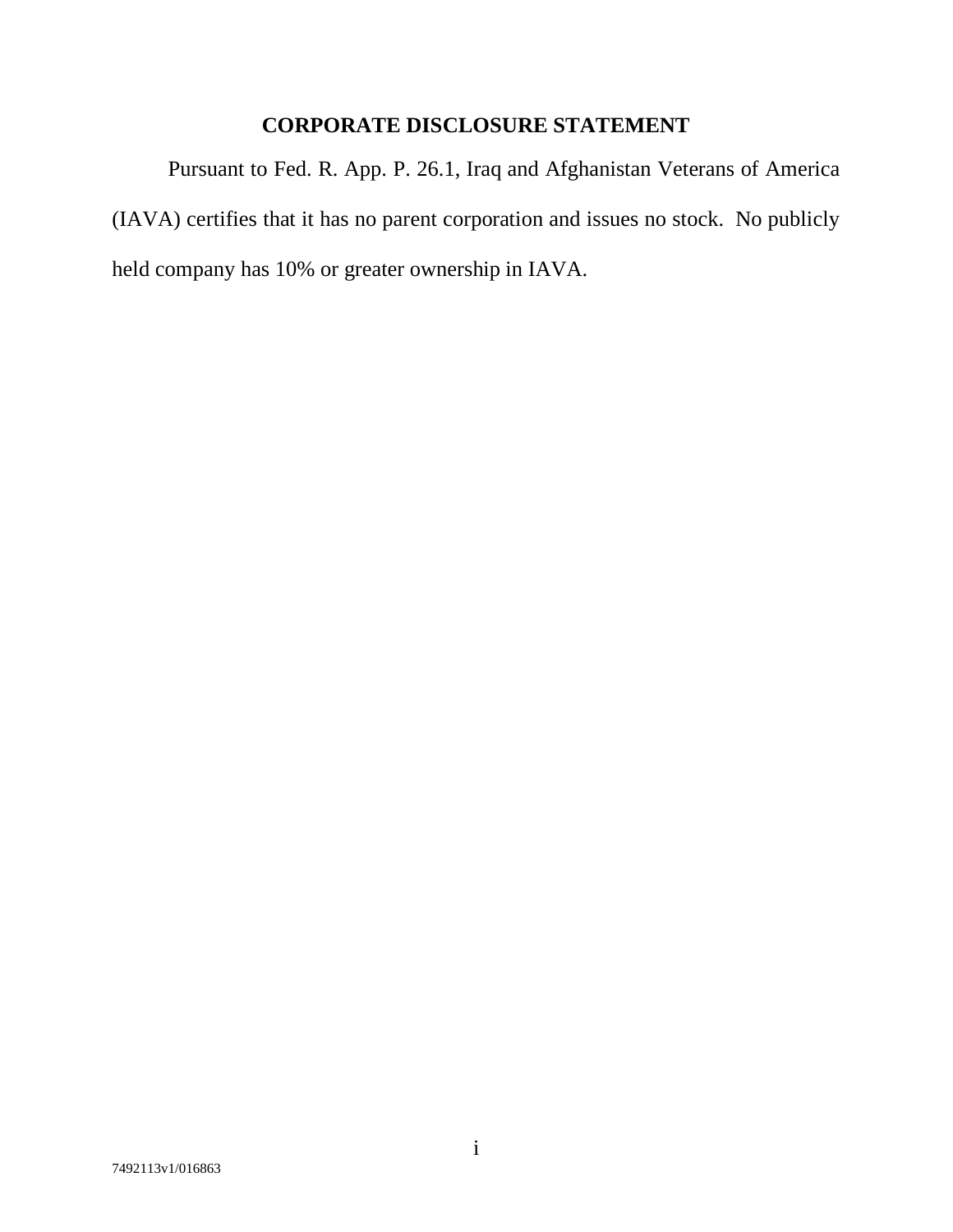## CORPORATE DISCLOSURE STATEMENT

Pursuant to Fed. R. App. P. 26.1, Iraq and Afghanistan Veterans of America (IAVA) certifies that it has no parent corporation and issues no stock. No publicly held company has 10% or greater ownership in IAVA.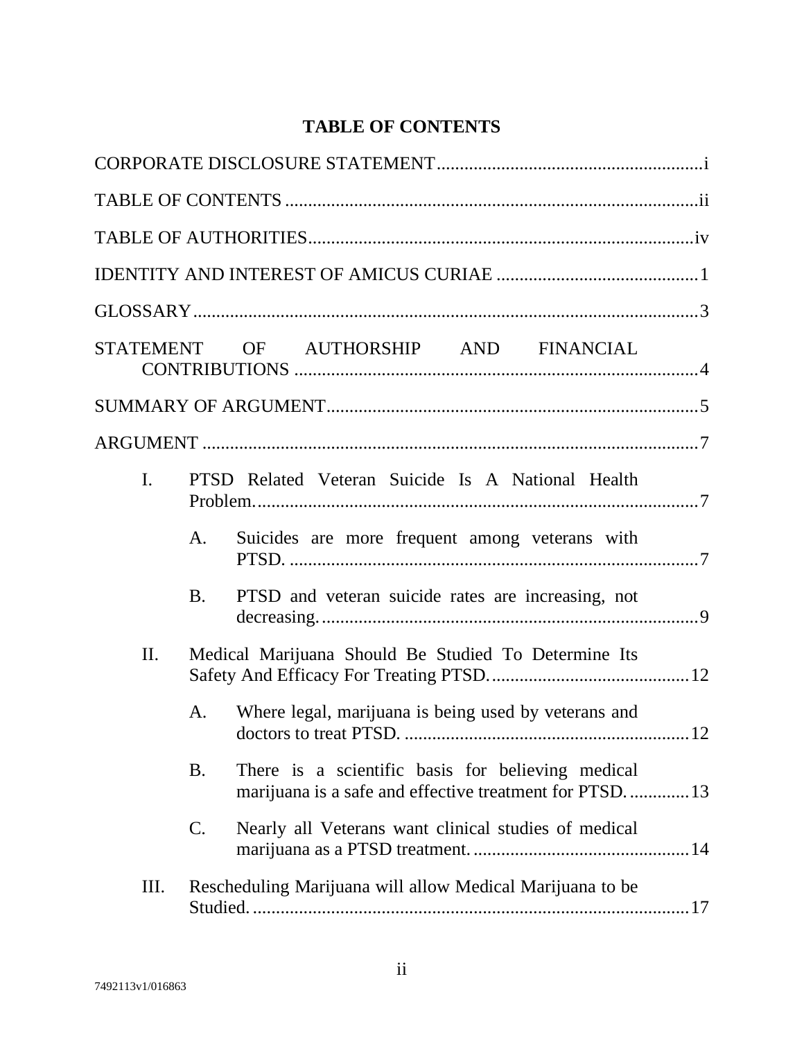# TABLE OF CONTENTS

CORPORATE DISCLOSURE STATEMENT .......................................................... i

TABLE OF CONTENTS ......................................................................................... ii

TABLE OF AUTHORITIES .................................................................................. iv

IDENTITY AND INTEREST OF AMICUS CURIAE ............................................ 1

GLOSSARY ........................................................................................................... 3

STATEMENT OF AUTHORSHIP AND FINANCIAL CONTRIBUTIONS ........................................................................................ 4

SUMMARY OF ARGUMENT ............................................................................... 5

ARGUMENT .......................................................................................................... 7

- I. PTSD Related Veteran Suicide Is A National Health Problem. ............................................................................................... 7
  - A. Suicides are more frequent among veterans with PTSD. ......................................................................................... 7
  - B. PTSD and veteran suicide rates are increasing, not decreasing. ................................................................................ 9
- II. Medical Marijuana Should Be Studied To Determine Its Safety And Efficacy For Treating PTSD. ........................................... 12
  - A. Where legal, marijuana is being used by veterans and doctors to treat PTSD. .............................................................. 12
  - B. There is a scientific basis for believing medical marijuana is a safe and effective treatment for PTSD. ............. 13
  - C. Nearly all Veterans want clinical studies of medical marijuana as a PTSD treatment. ............................................. 14
- III. Rescheduling Marijuana will allow Medical Marijuana to be Studied. ............................................................................................. 17

7492113v1/016863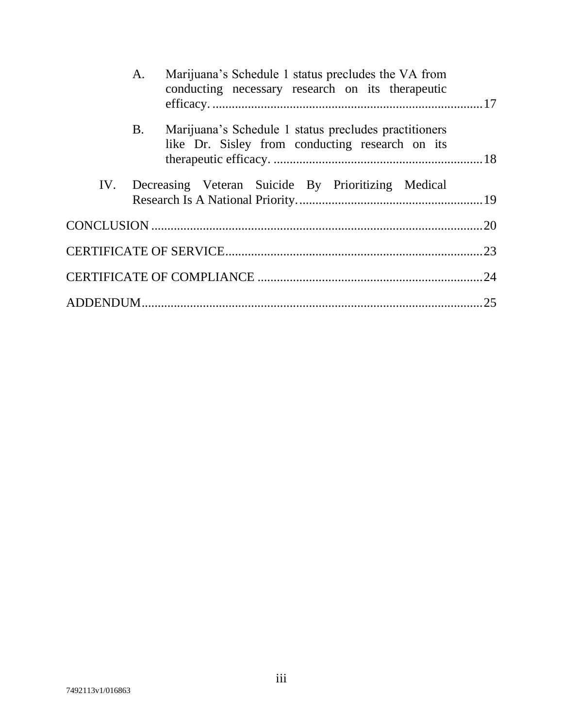A. Marijuana's Schedule 1 status precludes the VA from conducting necessary research on its therapeutic efficacy. ....................................................................................17

B. Marijuana's Schedule 1 status precludes practitioners like Dr. Sisley from conducting research on its therapeutic efficacy. .................................................................18

IV. Decreasing Veteran Suicide By Prioritizing Medical Research Is A National Priority. .........................................................19

CONCLUSION .......................................................................................................20

CERTIFICATE OF SERVICE ...............................................................................23

CERTIFICATE OF COMPLIANCE .....................................................................24

ADDENDUM ..........................................................................................................25

7492113v1/016863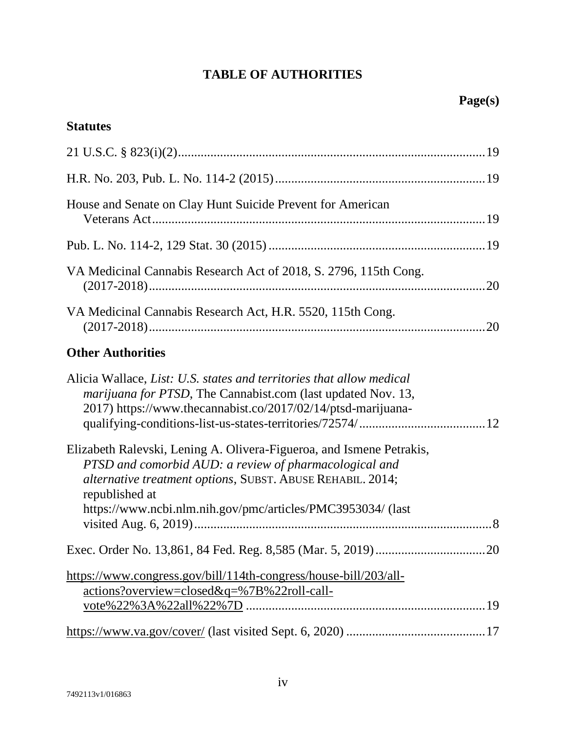# TABLE OF AUTHORITIES

**Page(s)**

## Statutes

21 U.S.C. § 823(i)(2) ....... 19

H.R. No. 203, Pub. L. No. 114-2 (2015) ....... 19

House and Senate on Clay Hunt Suicide Prevent for American Veterans Act ....... 19

Pub. L. No. 114-2, 129 Stat. 30 (2015) ....... 19

VA Medicinal Cannabis Research Act of 2018, S. 2796, 115th Cong. (2017-2018) ....... 20

VA Medicinal Cannabis Research Act, H.R. 5520, 115th Cong. (2017-2018) ....... 20

## Other Authorities

Alicia Wallace, *List: U.S. states and territories that allow medical marijuana for PTSD*, The Cannabist.com (last updated Nov. 13, 2017) https://www.thecannabist.co/2017/02/14/ptsd-marijuana-qualifying-conditions-list-us-states-territories/72574/ ....... 12

Elizabeth Ralevski, Lening A. Olivera-Figueroa, and Ismene Petrakis, *PTSD and comorbid AUD: a review of pharmacological and alternative treatment options*, SUBST. ABUSE REHABIL. 2014; republished at https://www.ncbi.nlm.nih.gov/pmc/articles/PMC3953034/ (last visited Aug. 6, 2019) ....... 8

Exec. Order No. 13,861, 84 Fed. Reg. 8,585 (Mar. 5, 2019) ....... 20

https://www.congress.gov/bill/114th-congress/house-bill/203/all-actions?overview=closed&q=%7B%22roll-call-vote%22%3A%22all%22%7D ....... 19

https://www.va.gov/cover/ (last visited Sept. 6, 2020) ....... 17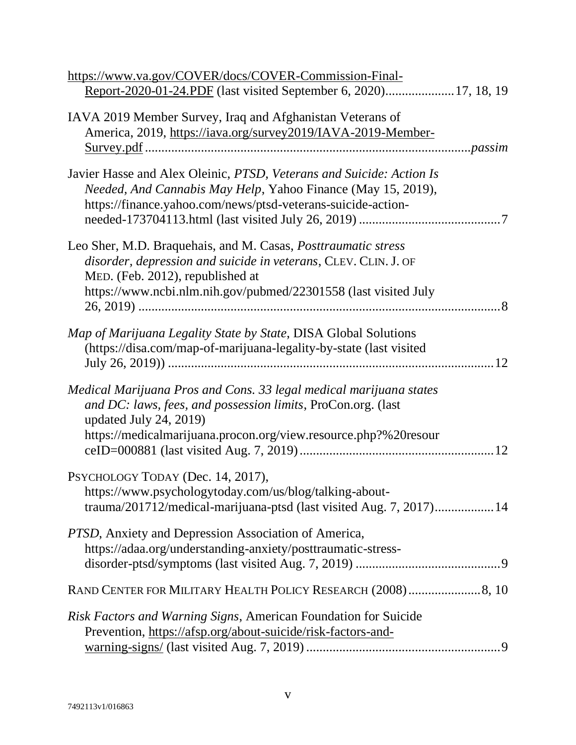https://www.va.gov/COVER/docs/COVER-Commission-Final-Report-2020-01-24.PDF (last visited September 6, 2020)....................17, 18, 19

IAVA 2019 Member Survey, Iraq and Afghanistan Veterans of America, 2019, https://iava.org/survey2019/IAVA-2019-Member-Survey.pdf ..................................................................................................*passim*

Javier Hasse and Alex Oleinic, *PTSD, Veterans and Suicide: Action Is Needed, And Cannabis May Help*, Yahoo Finance (May 15, 2019), https://finance.yahoo.com/news/ptsd-veterans-suicide-action-needed-173704113.html (last visited July 26, 2019) ...........................................7

Leo Sher, M.D. Braquehais, and M. Casas, *Posttraumatic stress disorder, depression and suicide in veterans*, CLEV. CLIN. J. OF MED. (Feb. 2012), republished at https://www.ncbi.nlm.nih.gov/pubmed/22301558 (last visited July 26, 2019) .............................................................................................................8

*Map of Marijuana Legality State by State*, DISA Global Solutions (https://disa.com/map-of-marijuana-legality-by-state (last visited July 26, 2019)) .................................................................................................12

*Medical Marijuana Pros and Cons. 33 legal medical marijuana states and DC: laws, fees, and possession limits*, ProCon.org. (last updated July 24, 2019) https://medicalmarijuana.procon.org/view.resource.php?%20resourceID=000881 (last visited Aug. 7, 2019)..........................................................12

PSYCHOLOGY TODAY (Dec. 14, 2017), https://www.psychologytoday.com/us/blog/talking-about-trauma/201712/medical-marijuana-ptsd (last visited Aug. 7, 2017).................14

*PTSD*, Anxiety and Depression Association of America, https://adaa.org/understanding-anxiety/posttraumatic-stress-disorder-ptsd/symptoms (last visited Aug. 7, 2019) ............................................9

RAND CENTER FOR MILITARY HEALTH POLICY RESEARCH (2008)......................8, 10

*Risk Factors and Warning Signs*, American Foundation for Suicide Prevention, https://afsp.org/about-suicide/risk-factors-and-warning-signs/ (last visited Aug. 7, 2019) ..........................................................9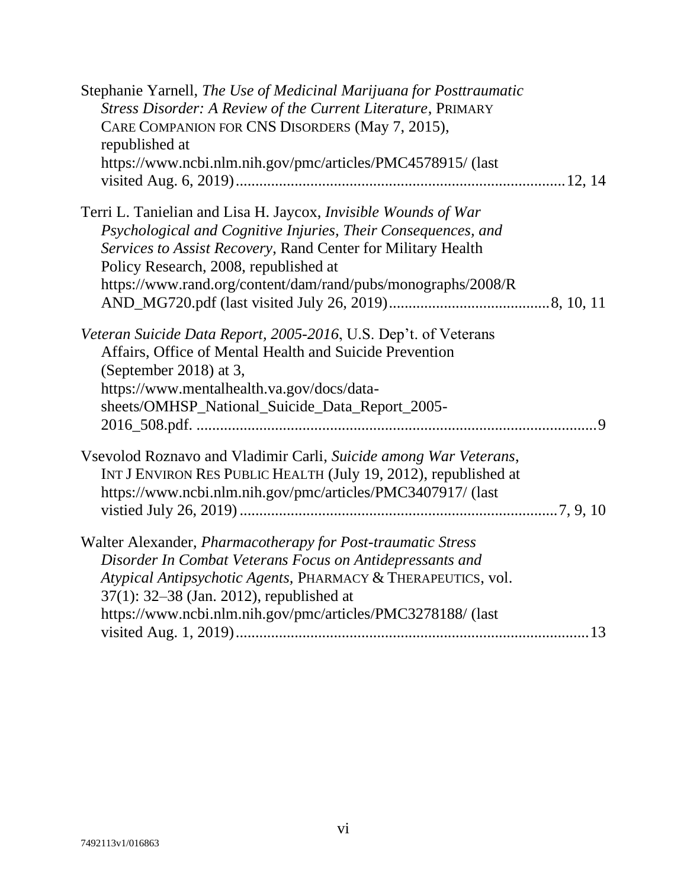Stephanie Yarnell, *The Use of Medicinal Marijuana for Posttraumatic Stress Disorder: A Review of the Current Literature*, PRIMARY CARE COMPANION FOR CNS DISORDERS (May 7, 2015), republished at https://www.ncbi.nlm.nih.gov/pmc/articles/PMC4578915/ (last visited Aug. 6, 2019) .......... 12, 14

Terri L. Tanielian and Lisa H. Jaycox, *Invisible Wounds of War Psychological and Cognitive Injuries, Their Consequences, and Services to Assist Recovery*, Rand Center for Military Health Policy Research, 2008, republished at https://www.rand.org/content/dam/rand/pubs/monographs/2008/RAND_MG720.pdf (last visited July 26, 2019) .......... 8, 10, 11

*Veteran Suicide Data Report, 2005-2016*, U.S. Dep't. of Veterans Affairs, Office of Mental Health and Suicide Prevention (September 2018) at 3, https://www.mentalhealth.va.gov/docs/data-sheets/OMHSP_National_Suicide_Data_Report_2005-2016_508.pdf. .......... 9

Vsevolod Roznavo and Vladimir Carli, *Suicide among War Veterans*, INT J ENVIRON RES PUBLIC HEALTH (July 19, 2012), republished at https://www.ncbi.nlm.nih.gov/pmc/articles/PMC3407917/ (last vistied July 26, 2019) .......... 7, 9, 10

Walter Alexander, *Pharmacotherapy for Post-traumatic Stress Disorder In Combat Veterans Focus on Antidepressants and Atypical Antipsychotic Agents*, PHARMACY & THERAPEUTICS, vol. 37(1): 32–38 (Jan. 2012), republished at https://www.ncbi.nlm.nih.gov/pmc/articles/PMC3278188/ (last visited Aug. 1, 2019) .......... 13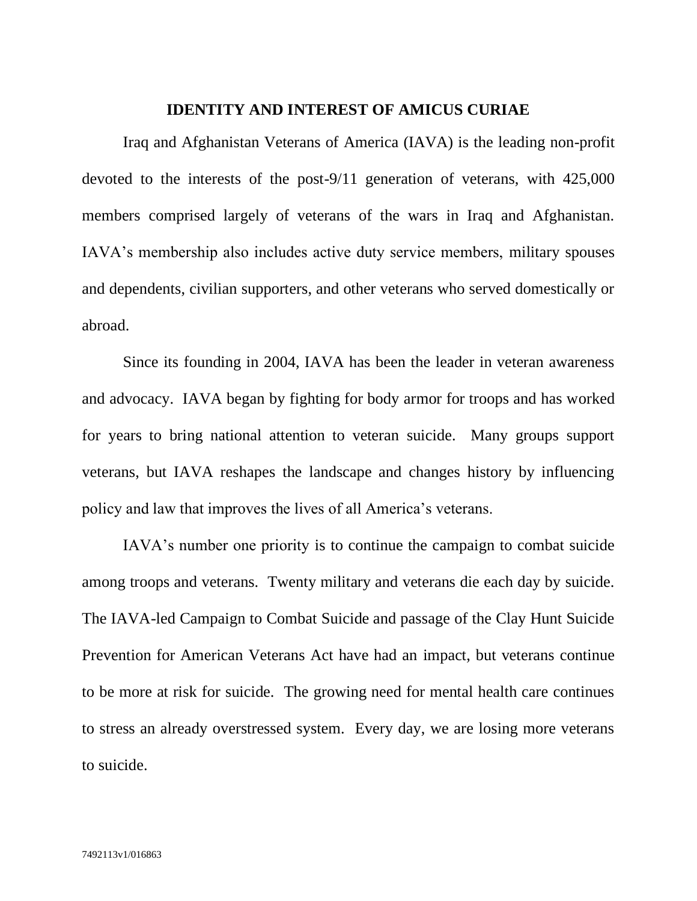## IDENTITY AND INTEREST OF AMICUS CURIAE

Iraq and Afghanistan Veterans of America (IAVA) is the leading non-profit devoted to the interests of the post-9/11 generation of veterans, with 425,000 members comprised largely of veterans of the wars in Iraq and Afghanistan. IAVA's membership also includes active duty service members, military spouses and dependents, civilian supporters, and other veterans who served domestically or abroad.

Since its founding in 2004, IAVA has been the leader in veteran awareness and advocacy. IAVA began by fighting for body armor for troops and has worked for years to bring national attention to veteran suicide. Many groups support veterans, but IAVA reshapes the landscape and changes history by influencing policy and law that improves the lives of all America's veterans.

IAVA's number one priority is to continue the campaign to combat suicide among troops and veterans. Twenty military and veterans die each day by suicide. The IAVA-led Campaign to Combat Suicide and passage of the Clay Hunt Suicide Prevention for American Veterans Act have had an impact, but veterans continue to be more at risk for suicide. The growing need for mental health care continues to stress an already overstressed system. Every day, we are losing more veterans to suicide.

7492113v1/016863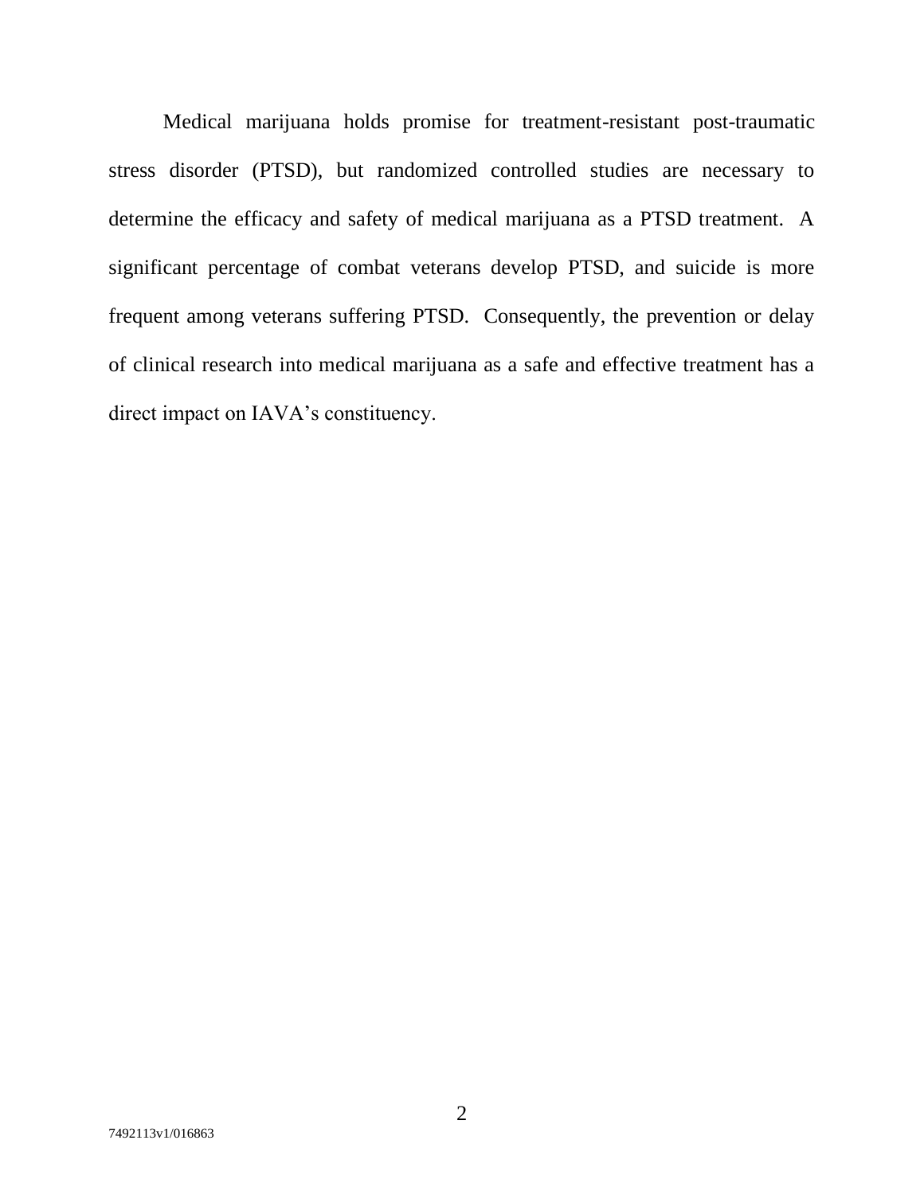Medical marijuana holds promise for treatment-resistant post-traumatic stress disorder (PTSD), but randomized controlled studies are necessary to determine the efficacy and safety of medical marijuana as a PTSD treatment. A significant percentage of combat veterans develop PTSD, and suicide is more frequent among veterans suffering PTSD. Consequently, the prevention or delay of clinical research into medical marijuana as a safe and effective treatment has a direct impact on IAVA's constituency.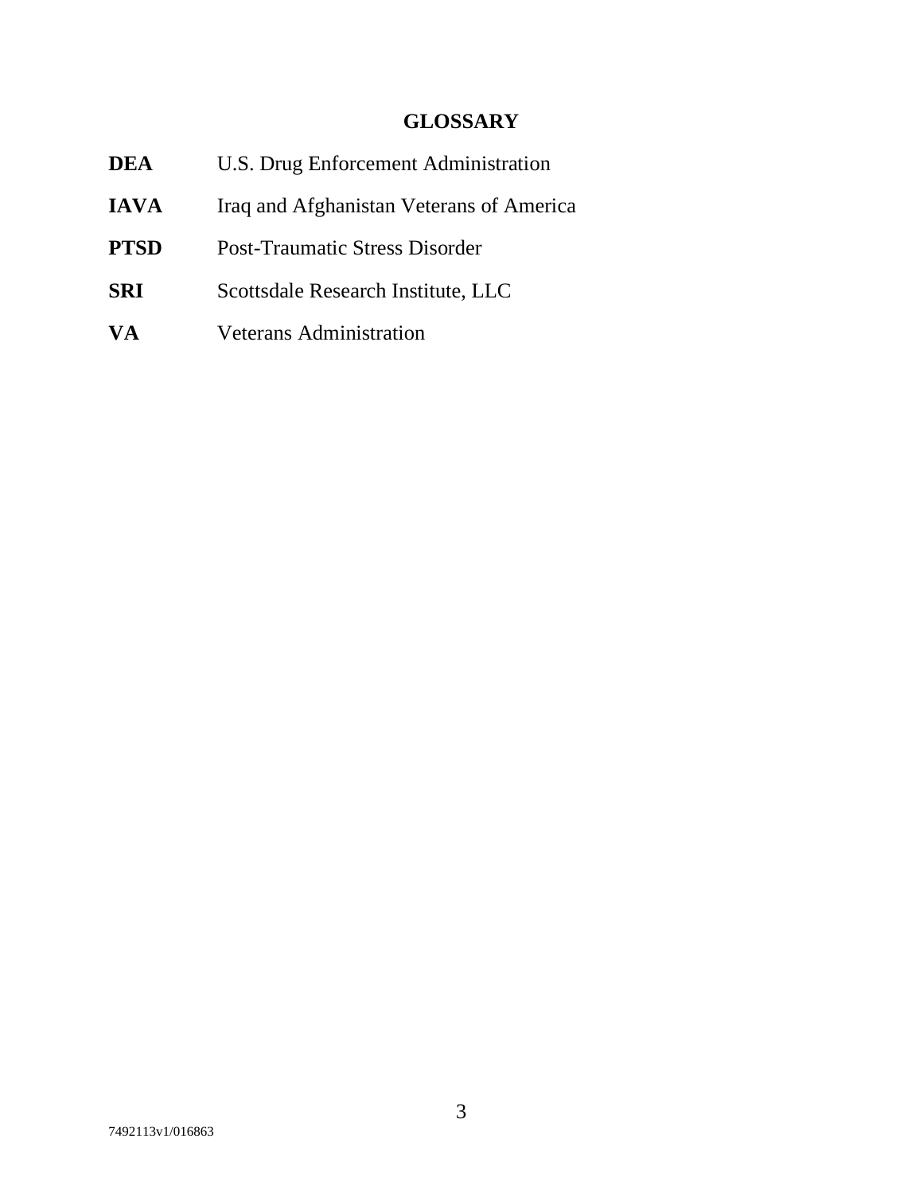## GLOSSARY

| | |
|---|---|
| **DEA** | U.S. Drug Enforcement Administration |
| **IAVA** | Iraq and Afghanistan Veterans of America |
| **PTSD** | Post-Traumatic Stress Disorder |
| **SRI** | Scottsdale Research Institute, LLC |
| **VA** | Veterans Administration |

7492113v1/016863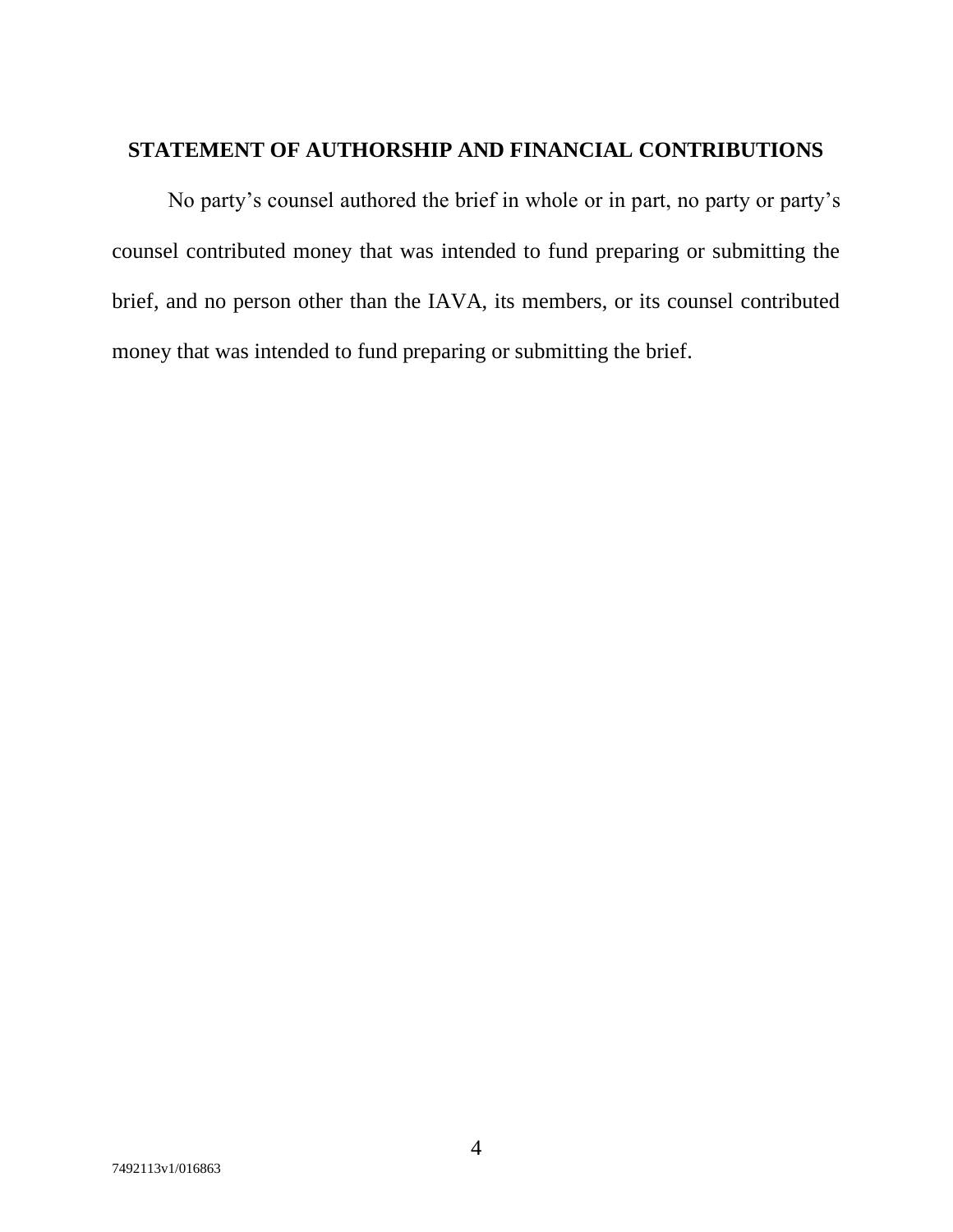## STATEMENT OF AUTHORSHIP AND FINANCIAL CONTRIBUTIONS

No party's counsel authored the brief in whole or in part, no party or party's counsel contributed money that was intended to fund preparing or submitting the brief, and no person other than the IAVA, its members, or its counsel contributed money that was intended to fund preparing or submitting the brief.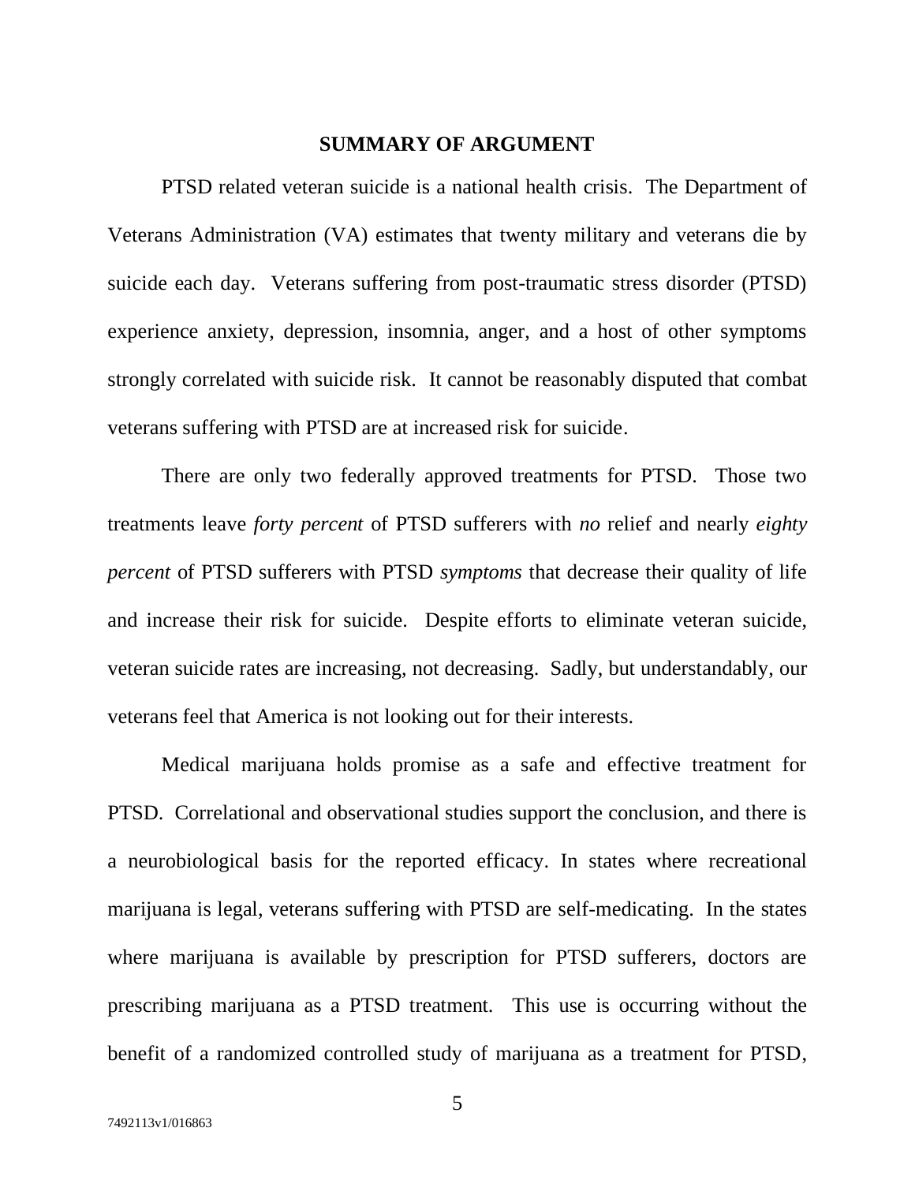## SUMMARY OF ARGUMENT

PTSD related veteran suicide is a national health crisis. The Department of Veterans Administration (VA) estimates that twenty military and veterans die by suicide each day. Veterans suffering from post-traumatic stress disorder (PTSD) experience anxiety, depression, insomnia, anger, and a host of other symptoms strongly correlated with suicide risk. It cannot be reasonably disputed that combat veterans suffering with PTSD are at increased risk for suicide.

There are only two federally approved treatments for PTSD. Those two treatments leave *forty percent* of PTSD sufferers with *no* relief and nearly *eighty percent* of PTSD sufferers with PTSD *symptoms* that decrease their quality of life and increase their risk for suicide. Despite efforts to eliminate veteran suicide, veteran suicide rates are increasing, not decreasing. Sadly, but understandably, our veterans feel that America is not looking out for their interests.

Medical marijuana holds promise as a safe and effective treatment for PTSD. Correlational and observational studies support the conclusion, and there is a neurobiological basis for the reported efficacy. In states where recreational marijuana is legal, veterans suffering with PTSD are self-medicating. In the states where marijuana is available by prescription for PTSD sufferers, doctors are prescribing marijuana as a PTSD treatment. This use is occurring without the benefit of a randomized controlled study of marijuana as a treatment for PTSD,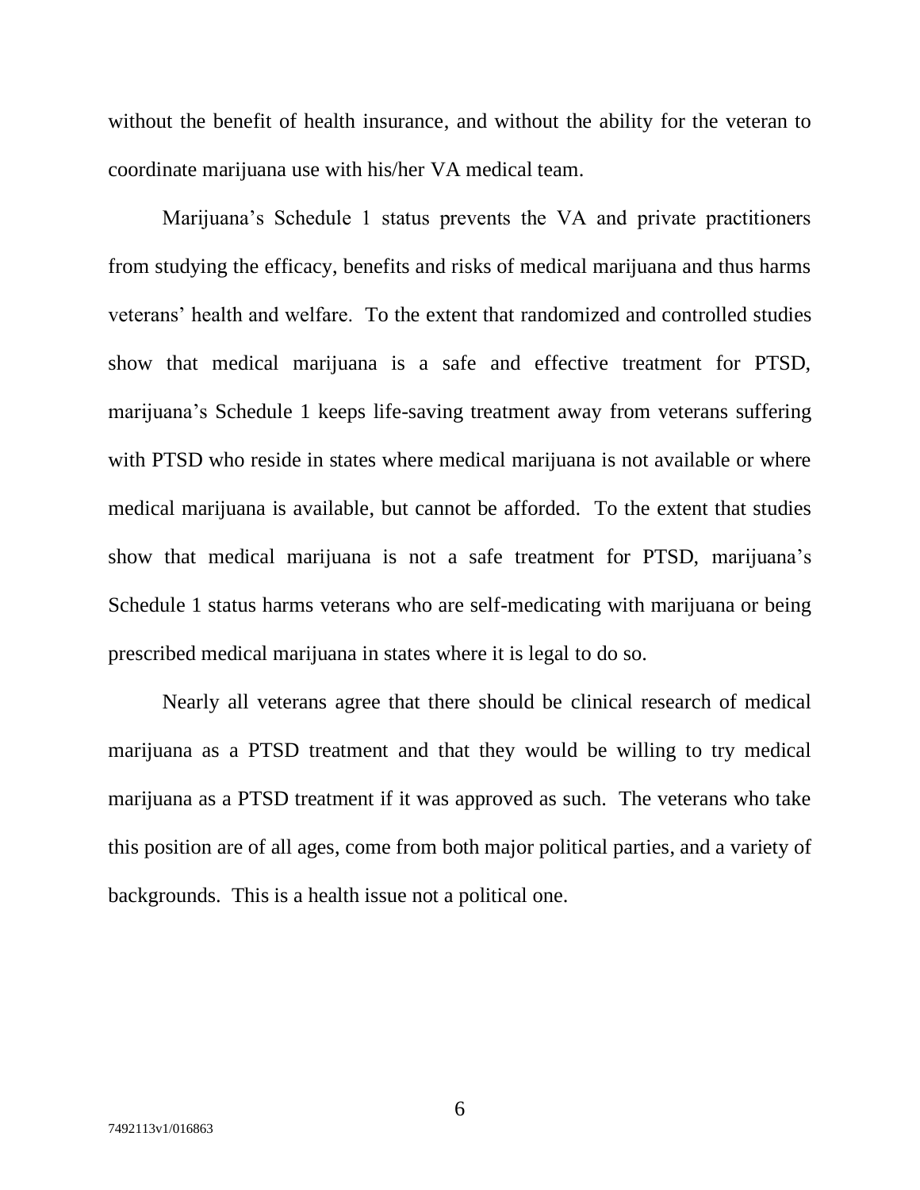without the benefit of health insurance, and without the ability for the veteran to coordinate marijuana use with his/her VA medical team.

Marijuana's Schedule 1 status prevents the VA and private practitioners from studying the efficacy, benefits and risks of medical marijuana and thus harms veterans' health and welfare. To the extent that randomized and controlled studies show that medical marijuana is a safe and effective treatment for PTSD, marijuana's Schedule 1 keeps life-saving treatment away from veterans suffering with PTSD who reside in states where medical marijuana is not available or where medical marijuana is available, but cannot be afforded. To the extent that studies show that medical marijuana is not a safe treatment for PTSD, marijuana's Schedule 1 status harms veterans who are self-medicating with marijuana or being prescribed medical marijuana in states where it is legal to do so.

Nearly all veterans agree that there should be clinical research of medical marijuana as a PTSD treatment and that they would be willing to try medical marijuana as a PTSD treatment if it was approved as such. The veterans who take this position are of all ages, come from both major political parties, and a variety of backgrounds. This is a health issue not a political one.

7492113v1/016863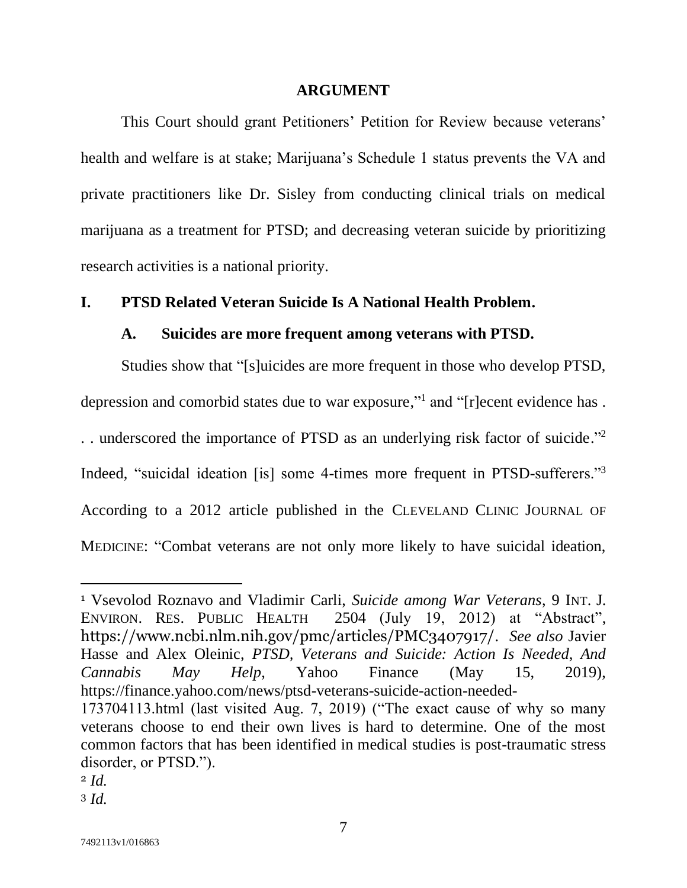## ARGUMENT

This Court should grant Petitioners' Petition for Review because veterans' health and welfare is at stake; Marijuana's Schedule 1 status prevents the VA and private practitioners like Dr. Sisley from conducting clinical trials on medical marijuana as a treatment for PTSD; and decreasing veteran suicide by prioritizing research activities is a national priority.

### I. PTSD Related Veteran Suicide Is A National Health Problem.

#### A. Suicides are more frequent among veterans with PTSD.

Studies show that "[s]uicides are more frequent in those who develop PTSD, depression and comorbid states due to war exposure,"[1] and "[r]ecent evidence has . . . underscored the importance of PTSD as an underlying risk factor of suicide."[2] Indeed, "suicidal ideation [is] some 4-times more frequent in PTSD-sufferers."[3] According to a 2012 article published in the CLEVELAND CLINIC JOURNAL OF MEDICINE: "Combat veterans are not only more likely to have suicidal ideation,

---

[1] Vsevolod Roznavo and Vladimir Carli, *Suicide among War Veterans*, 9 INT. J. ENVIRON. RES. PUBLIC HEALTH 2504 (July 19, 2012) at "Abstract", https://www.ncbi.nlm.nih.gov/pmc/articles/PMC3407917/. *See also* Javier Hasse and Alex Oleinic, *PTSD, Veterans and Suicide: Action Is Needed, And Cannabis May Help*, Yahoo Finance (May 15, 2019), https://finance.yahoo.com/news/ptsd-veterans-suicide-action-needed-173704113.html (last visited Aug. 7, 2019) ("The exact cause of why so many veterans choose to end their own lives is hard to determine. One of the most common factors that has been identified in medical studies is post-traumatic stress disorder, or PTSD.").

[2] *Id.*

[3] *Id.*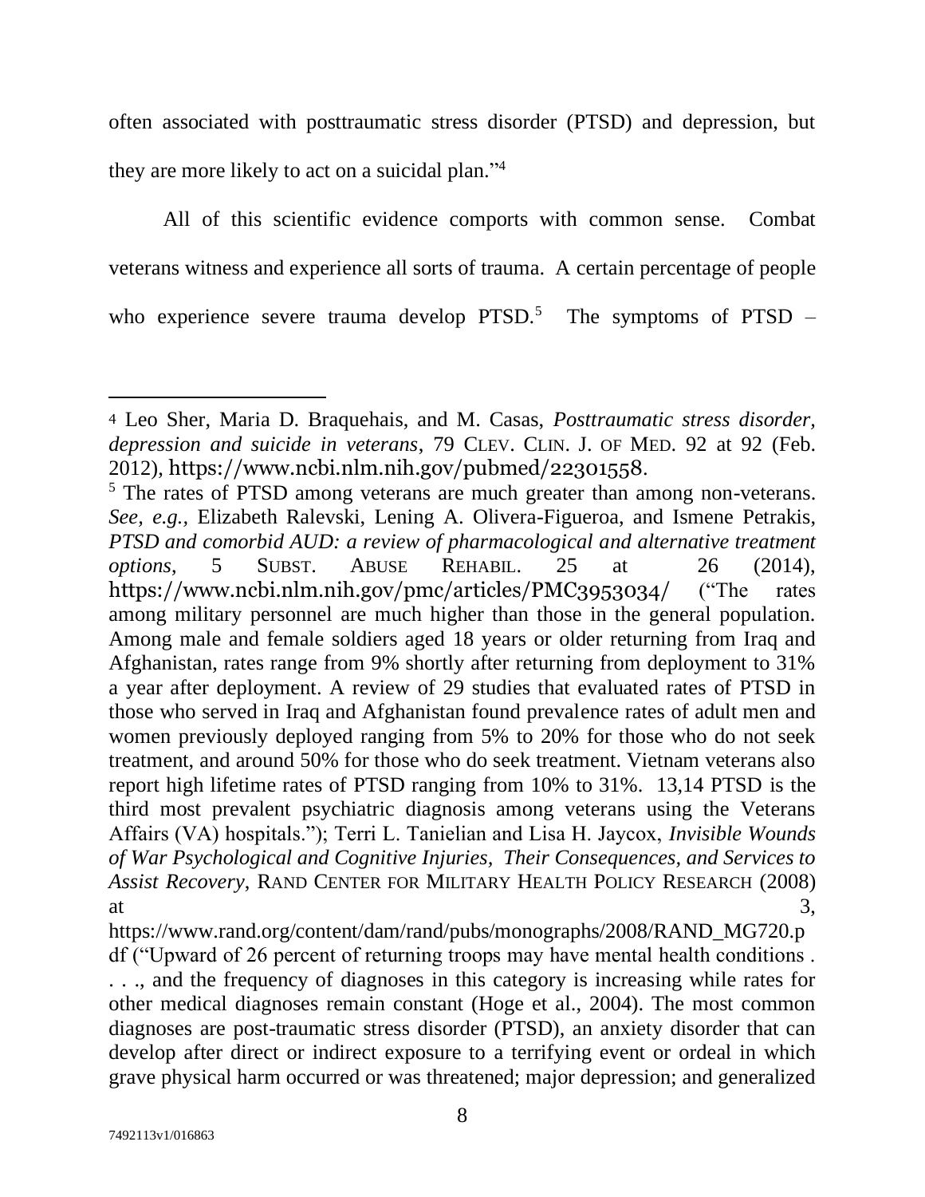often associated with posttraumatic stress disorder (PTSD) and depression, but they are more likely to act on a suicidal plan."[4]

All of this scientific evidence comports with common sense. Combat veterans witness and experience all sorts of trauma. A certain percentage of people who experience severe trauma develop PTSD.[5] The symptoms of PTSD –

---

[4] Leo Sher, Maria D. Braquehais, and M. Casas, *Posttraumatic stress disorder, depression and suicide in veterans*, 79 CLEV. CLIN. J. OF MED. 92 at 92 (Feb. 2012), https://www.ncbi.nlm.nih.gov/pubmed/22301558.

[5] The rates of PTSD among veterans are much greater than among non-veterans. *See, e.g.*, Elizabeth Ralevski, Lening A. Olivera-Figueroa, and Ismene Petrakis, *PTSD and comorbid AUD: a review of pharmacological and alternative treatment options*, 5 SUBST. ABUSE REHABIL. 25 at 26 (2014), https://www.ncbi.nlm.nih.gov/pmc/articles/PMC3953034/ ("The rates among military personnel are much higher than those in the general population. Among male and female soldiers aged 18 years or older returning from Iraq and Afghanistan, rates range from 9% shortly after returning from deployment to 31% a year after deployment. A review of 29 studies that evaluated rates of PTSD in those who served in Iraq and Afghanistan found prevalence rates of adult men and women previously deployed ranging from 5% to 20% for those who do not seek treatment, and around 50% for those who do seek treatment. Vietnam veterans also report high lifetime rates of PTSD ranging from 10% to 31%. 13,14 PTSD is the third most prevalent psychiatric diagnosis among veterans using the Veterans Affairs (VA) hospitals."); Terri L. Tanielian and Lisa H. Jaycox, *Invisible Wounds of War Psychological and Cognitive Injuries, Their Consequences, and Services to Assist Recovery*, RAND CENTER FOR MILITARY HEALTH POLICY RESEARCH (2008) at 3, https://www.rand.org/content/dam/rand/pubs/monographs/2008/RAND_MG720.pdf ("Upward of 26 percent of returning troops may have mental health conditions . . . ., and the frequency of diagnoses in this category is increasing while rates for other medical diagnoses remain constant (Hoge et al., 2004). The most common diagnoses are post-traumatic stress disorder (PTSD), an anxiety disorder that can develop after direct or indirect exposure to a terrifying event or ordeal in which grave physical harm occurred or was threatened; major depression; and generalized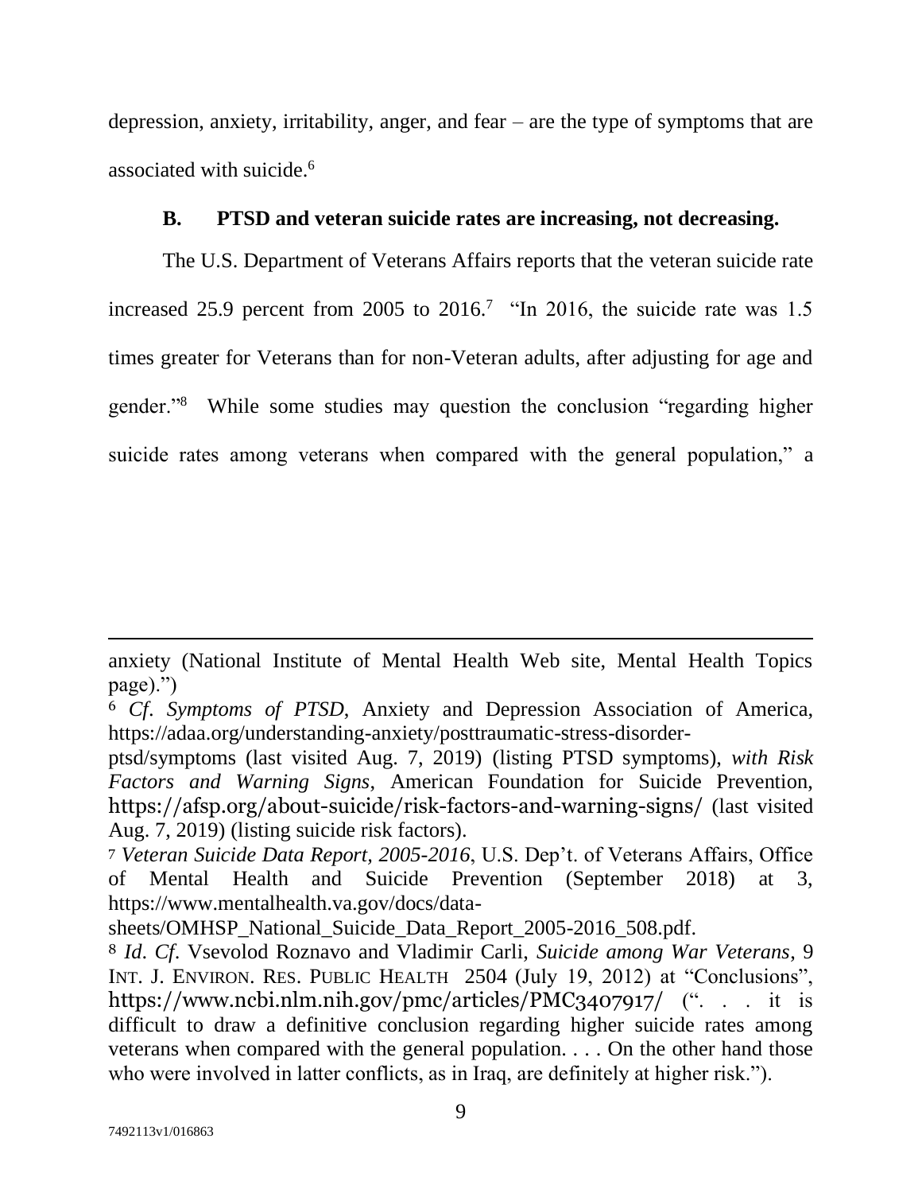depression, anxiety, irritability, anger, and fear – are the type of symptoms that are associated with suicide.[6]

### B. PTSD and veteran suicide rates are increasing, not decreasing.

The U.S. Department of Veterans Affairs reports that the veteran suicide rate increased 25.9 percent from 2005 to 2016.[7] "In 2016, the suicide rate was 1.5 times greater for Veterans than for non-Veteran adults, after adjusting for age and gender."[8] While some studies may question the conclusion "regarding higher suicide rates among veterans when compared with the general population," a

---

anxiety (National Institute of Mental Health Web site, Mental Health Topics page).")

[6] *Cf*. *Symptoms of PTSD*, Anxiety and Depression Association of America, https://adaa.org/understanding-anxiety/posttraumatic-stress-disorder-ptsd/symptoms (last visited Aug. 7, 2019) (listing PTSD symptoms), *with Risk Factors and Warning Signs*, American Foundation for Suicide Prevention, https://afsp.org/about-suicide/risk-factors-and-warning-signs/ (last visited Aug. 7, 2019) (listing suicide risk factors).

[7] *Veteran Suicide Data Report, 2005-2016*, U.S. Dep't. of Veterans Affairs, Office of Mental Health and Suicide Prevention (September 2018) at 3, https://www.mentalhealth.va.gov/docs/data-sheets/OMHSP_National_Suicide_Data_Report_2005-2016_508.pdf.

[8] *Id*. *Cf*. Vsevolod Roznavo and Vladimir Carli, *Suicide among War Veterans*, 9 INT. J. ENVIRON. RES. PUBLIC HEALTH 2504 (July 19, 2012) at "Conclusions", https://www.ncbi.nlm.nih.gov/pmc/articles/PMC3407917/ (". . . it is difficult to draw a definitive conclusion regarding higher suicide rates among veterans when compared with the general population. . . . On the other hand those who were involved in latter conflicts, as in Iraq, are definitely at higher risk.").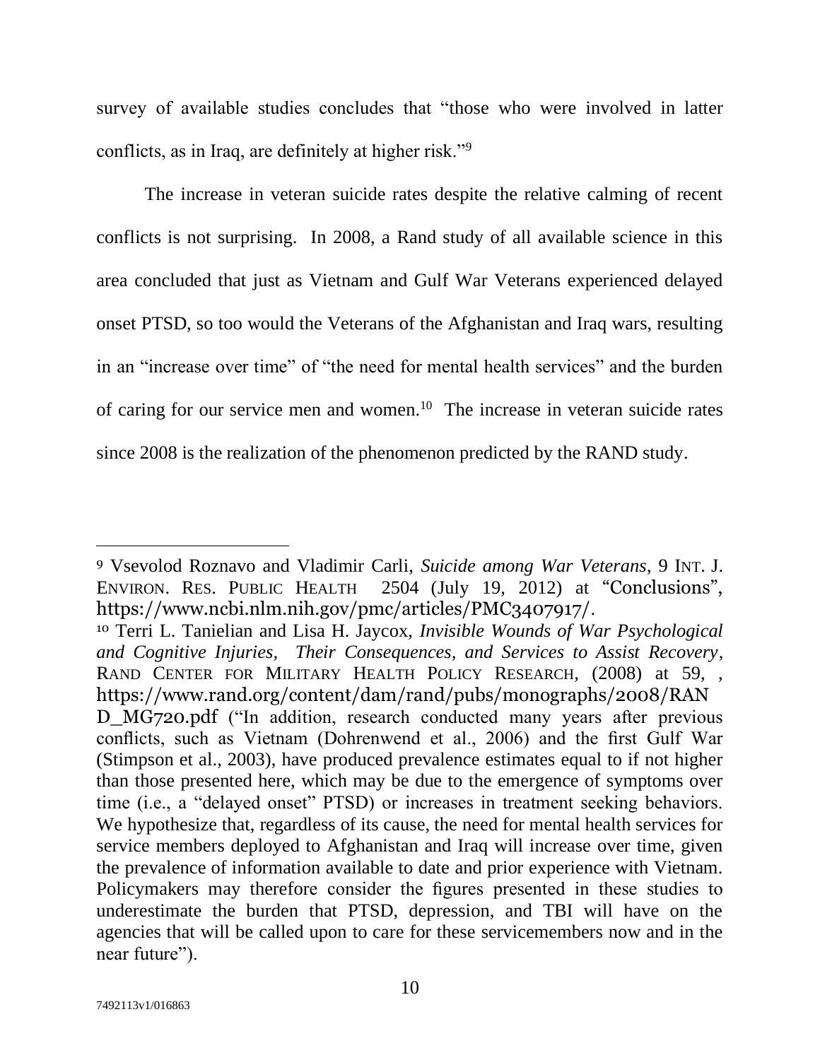survey of available studies concludes that "those who were involved in latter conflicts, as in Iraq, are definitely at higher risk."[9]

The increase in veteran suicide rates despite the relative calming of recent conflicts is not surprising. In 2008, a Rand study of all available science in this area concluded that just as Vietnam and Gulf War Veterans experienced delayed onset PTSD, so too would the Veterans of the Afghanistan and Iraq wars, resulting in an "increase over time" of "the need for mental health services" and the burden of caring for our service men and women.[10] The increase in veteran suicide rates since 2008 is the realization of the phenomenon predicted by the RAND study.

---

[9] Vsevolod Roznavo and Vladimir Carli, *Suicide among War Veterans*, 9 INT. J. ENVIRON. RES. PUBLIC HEALTH 2504 (July 19, 2012) at "Conclusions", https://www.ncbi.nlm.nih.gov/pmc/articles/PMC3407917/.

[10] Terri L. Tanielian and Lisa H. Jaycox, *Invisible Wounds of War Psychological and Cognitive Injuries, Their Consequences, and Services to Assist Recovery*, RAND CENTER FOR MILITARY HEALTH POLICY RESEARCH, (2008) at 59, , https://www.rand.org/content/dam/rand/pubs/monographs/2008/RAND_MG720.pdf ("In addition, research conducted many years after previous conflicts, such as Vietnam (Dohrenwend et al., 2006) and the first Gulf War (Stimpson et al., 2003), have produced prevalence estimates equal to if not higher than those presented here, which may be due to the emergence of symptoms over time (i.e., a "delayed onset" PTSD) or increases in treatment seeking behaviors. We hypothesize that, regardless of its cause, the need for mental health services for service members deployed to Afghanistan and Iraq will increase over time, given the prevalence of information available to date and prior experience with Vietnam. Policymakers may therefore consider the figures presented in these studies to underestimate the burden that PTSD, depression, and TBI will have on the agencies that will be called upon to care for these servicemembers now and in the near future").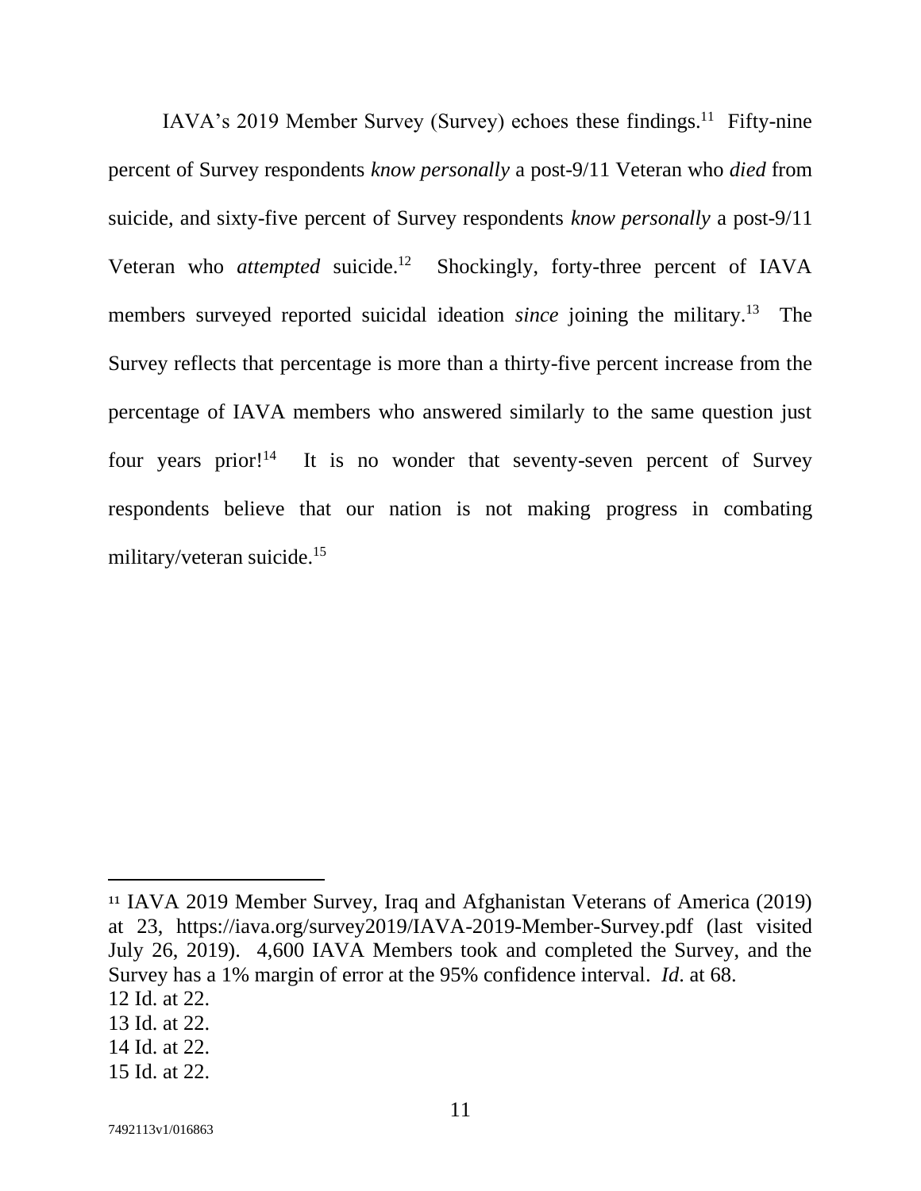IAVA's 2019 Member Survey (Survey) echoes these findings.[11] Fifty-nine percent of Survey respondents *know personally* a post-9/11 Veteran who *died* from suicide, and sixty-five percent of Survey respondents *know personally* a post-9/11 Veteran who *attempted* suicide.[12] Shockingly, forty-three percent of IAVA members surveyed reported suicidal ideation *since* joining the military.[13] The Survey reflects that percentage is more than a thirty-five percent increase from the percentage of IAVA members who answered similarly to the same question just four years prior![14] It is no wonder that seventy-seven percent of Survey respondents believe that our nation is not making progress in combating military/veteran suicide.[15]

---

[11] IAVA 2019 Member Survey, Iraq and Afghanistan Veterans of America (2019) at 23, https://iava.org/survey2019/IAVA-2019-Member-Survey.pdf (last visited July 26, 2019). 4,600 IAVA Members took and completed the Survey, and the Survey has a 1% margin of error at the 95% confidence interval. *Id*. at 68.

[12] Id. at 22.

[13] Id. at 22.

[14] Id. at 22.

[15] Id. at 22.

7492113v1/016863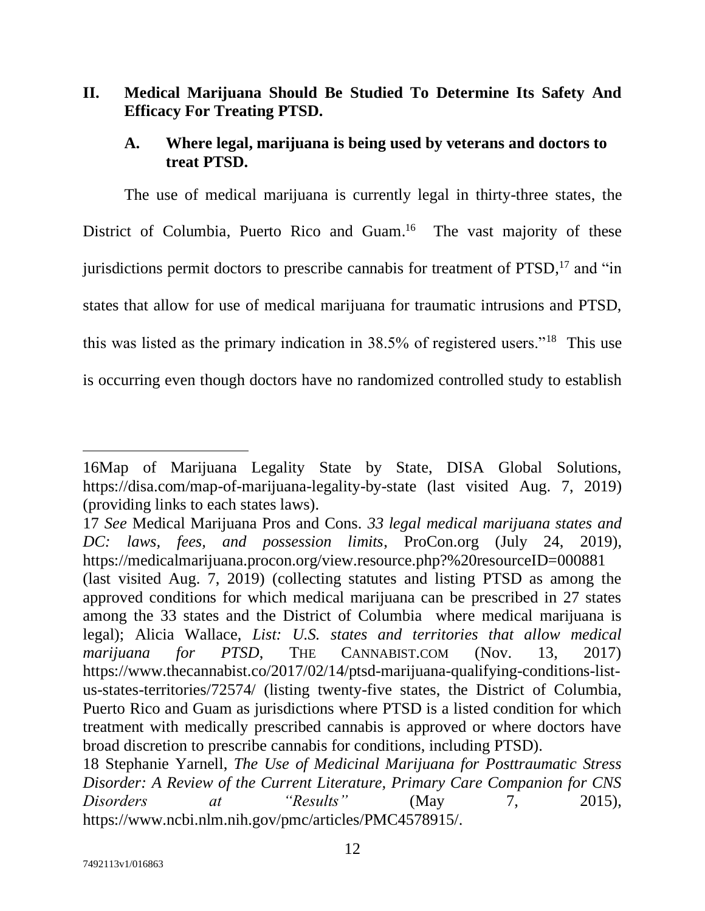## II. Medical Marijuana Should Be Studied To Determine Its Safety And Efficacy For Treating PTSD.

### A. Where legal, marijuana is being used by veterans and doctors to treat PTSD.

The use of medical marijuana is currently legal in thirty-three states, the District of Columbia, Puerto Rico and Guam.[16] The vast majority of these jurisdictions permit doctors to prescribe cannabis for treatment of PTSD,[17] and "in states that allow for use of medical marijuana for traumatic intrusions and PTSD, this was listed as the primary indication in 38.5% of registered users."[18] This use is occurring even though doctors have no randomized controlled study to establish

---

16Map of Marijuana Legality State by State, DISA Global Solutions, https://disa.com/map-of-marijuana-legality-by-state (last visited Aug. 7, 2019) (providing links to each states laws).

17 *See* Medical Marijuana Pros and Cons. *33 legal medical marijuana states and DC: laws, fees, and possession limits*, ProCon.org (July 24, 2019), https://medicalmarijuana.procon.org/view.resource.php?%20resourceID=000881 (last visited Aug. 7, 2019) (collecting statutes and listing PTSD as among the approved conditions for which medical marijuana can be prescribed in 27 states among the 33 states and the District of Columbia where medical marijuana is legal); Alicia Wallace, *List: U.S. states and territories that allow medical marijuana for PTSD*, THE CANNABIST.COM (Nov. 13, 2017) https://www.thecannabist.co/2017/02/14/ptsd-marijuana-qualifying-conditions-list-us-states-territories/72574/ (listing twenty-five states, the District of Columbia, Puerto Rico and Guam as jurisdictions where PTSD is a listed condition for which treatment with medically prescribed cannabis is approved or where doctors have broad discretion to prescribe cannabis for conditions, including PTSD).

18 Stephanie Yarnell, *The Use of Medicinal Marijuana for Posttraumatic Stress Disorder: A Review of the Current Literature, Primary Care Companion for CNS Disorders at "Results"* (May 7, 2015), https://www.ncbi.nlm.nih.gov/pmc/articles/PMC4578915/.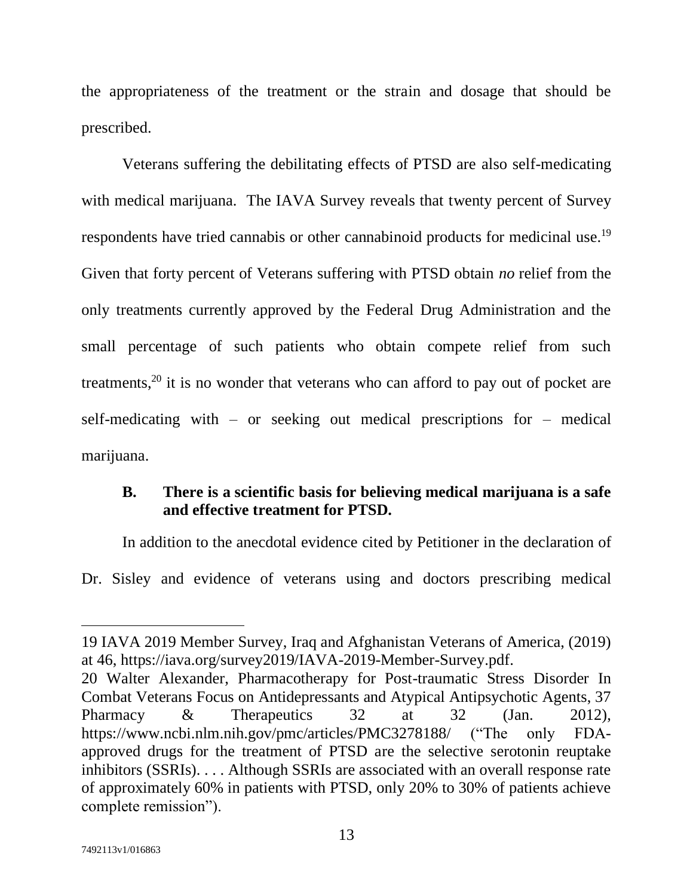the appropriateness of the treatment or the strain and dosage that should be prescribed.

Veterans suffering the debilitating effects of PTSD are also self-medicating with medical marijuana. The IAVA Survey reveals that twenty percent of Survey respondents have tried cannabis or other cannabinoid products for medicinal use.[19] Given that forty percent of Veterans suffering with PTSD obtain *no* relief from the only treatments currently approved by the Federal Drug Administration and the small percentage of such patients who obtain compete relief from such treatments,[20] it is no wonder that veterans who can afford to pay out of pocket are self-medicating with – or seeking out medical prescriptions for – medical marijuana.

### B. There is a scientific basis for believing medical marijuana is a safe and effective treatment for PTSD.

In addition to the anecdotal evidence cited by Petitioner in the declaration of Dr. Sisley and evidence of veterans using and doctors prescribing medical

---

19 IAVA 2019 Member Survey, Iraq and Afghanistan Veterans of America, (2019) at 46, https://iava.org/survey2019/IAVA-2019-Member-Survey.pdf.

20 Walter Alexander, Pharmacotherapy for Post-traumatic Stress Disorder In Combat Veterans Focus on Antidepressants and Atypical Antipsychotic Agents, 37 Pharmacy & Therapeutics 32 at 32 (Jan. 2012), https://www.ncbi.nlm.nih.gov/pmc/articles/PMC3278188/ ("The only FDA-approved drugs for the treatment of PTSD are the selective serotonin reuptake inhibitors (SSRIs). . . . Although SSRIs are associated with an overall response rate of approximately 60% in patients with PTSD, only 20% to 30% of patients achieve complete remission").

7492113v1/016863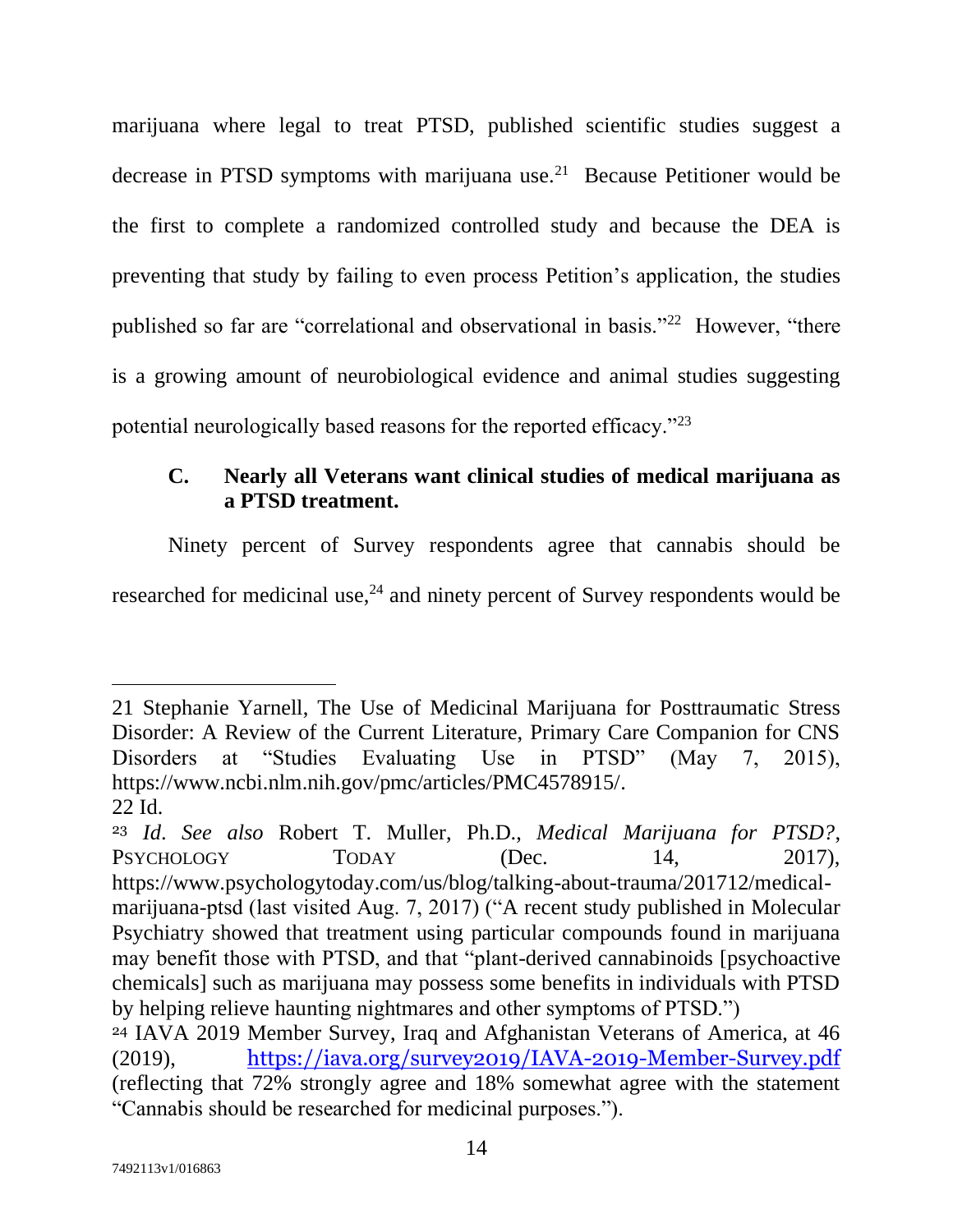marijuana where legal to treat PTSD, published scientific studies suggest a decrease in PTSD symptoms with marijuana use.[21] Because Petitioner would be the first to complete a randomized controlled study and because the DEA is preventing that study by failing to even process Petition's application, the studies published so far are "correlational and observational in basis."[22] However, "there is a growing amount of neurobiological evidence and animal studies suggesting potential neurologically based reasons for the reported efficacy."[23]

### C. Nearly all Veterans want clinical studies of medical marijuana as a PTSD treatment.

Ninety percent of Survey respondents agree that cannabis should be researched for medicinal use,[24] and ninety percent of Survey respondents would be

---

21 Stephanie Yarnell, The Use of Medicinal Marijuana for Posttraumatic Stress Disorder: A Review of the Current Literature, Primary Care Companion for CNS Disorders at "Studies Evaluating Use in PTSD" (May 7, 2015), https://www.ncbi.nlm.nih.gov/pmc/articles/PMC4578915/.

22 Id.

23 *Id*. *See also* Robert T. Muller, Ph.D., *Medical Marijuana for PTSD?*, PSYCHOLOGY TODAY (Dec. 14, 2017), https://www.psychologytoday.com/us/blog/talking-about-trauma/201712/medical-marijuana-ptsd (last visited Aug. 7, 2017) ("A recent study published in Molecular Psychiatry showed that treatment using particular compounds found in marijuana may benefit those with PTSD, and that "plant-derived cannabinoids [psychoactive chemicals] such as marijuana may possess some benefits in individuals with PTSD by helping relieve haunting nightmares and other symptoms of PTSD.")

24 IAVA 2019 Member Survey, Iraq and Afghanistan Veterans of America, at 46 (2019), https://iava.org/survey2019/IAVA-2019-Member-Survey.pdf (reflecting that 72% strongly agree and 18% somewhat agree with the statement "Cannabis should be researched for medicinal purposes.").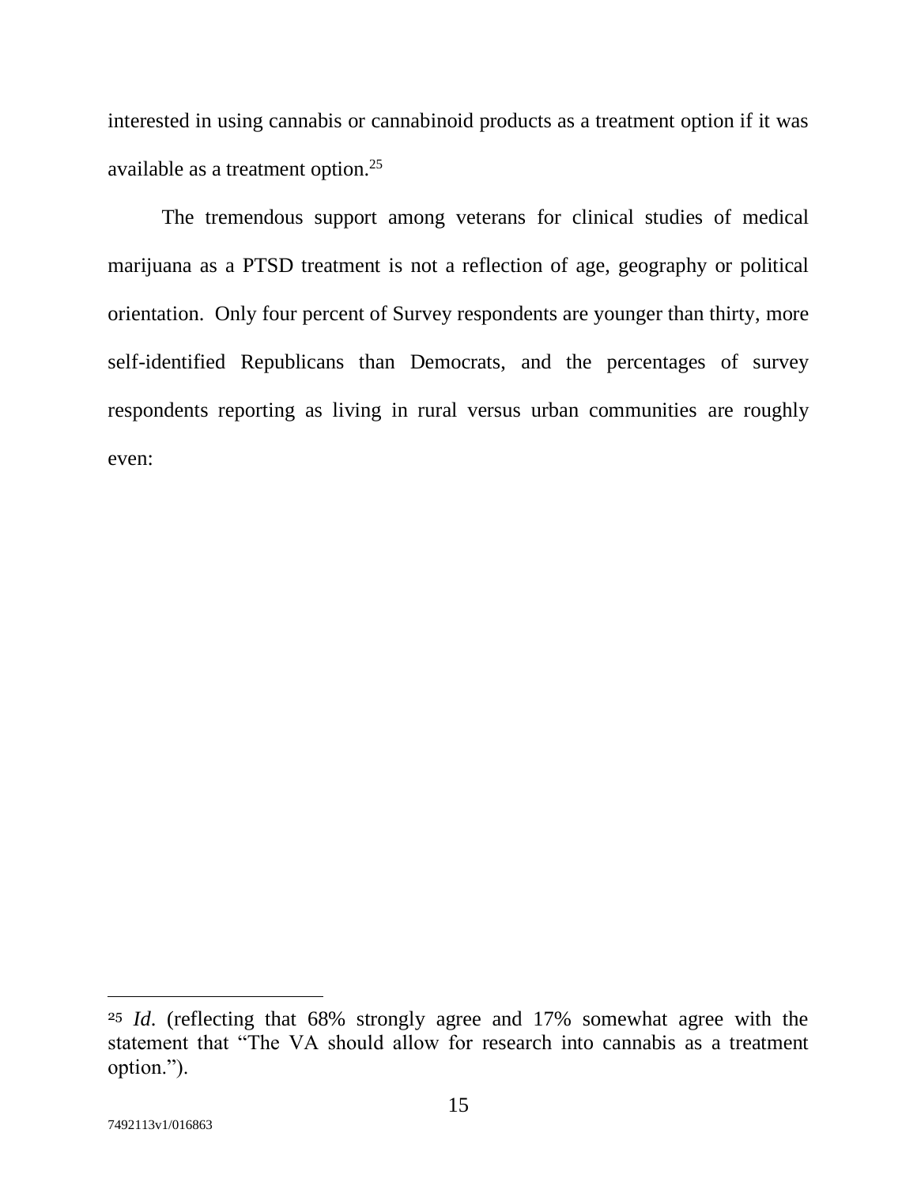interested in using cannabis or cannabinoid products as a treatment option if it was available as a treatment option.[25]

The tremendous support among veterans for clinical studies of medical marijuana as a PTSD treatment is not a reflection of age, geography or political orientation. Only four percent of Survey respondents are younger than thirty, more self-identified Republicans than Democrats, and the percentages of survey respondents reporting as living in rural versus urban communities are roughly even:

---

[25] *Id.* (reflecting that 68% strongly agree and 17% somewhat agree with the statement that "The VA should allow for research into cannabis as a treatment option.").

7492113v1/016863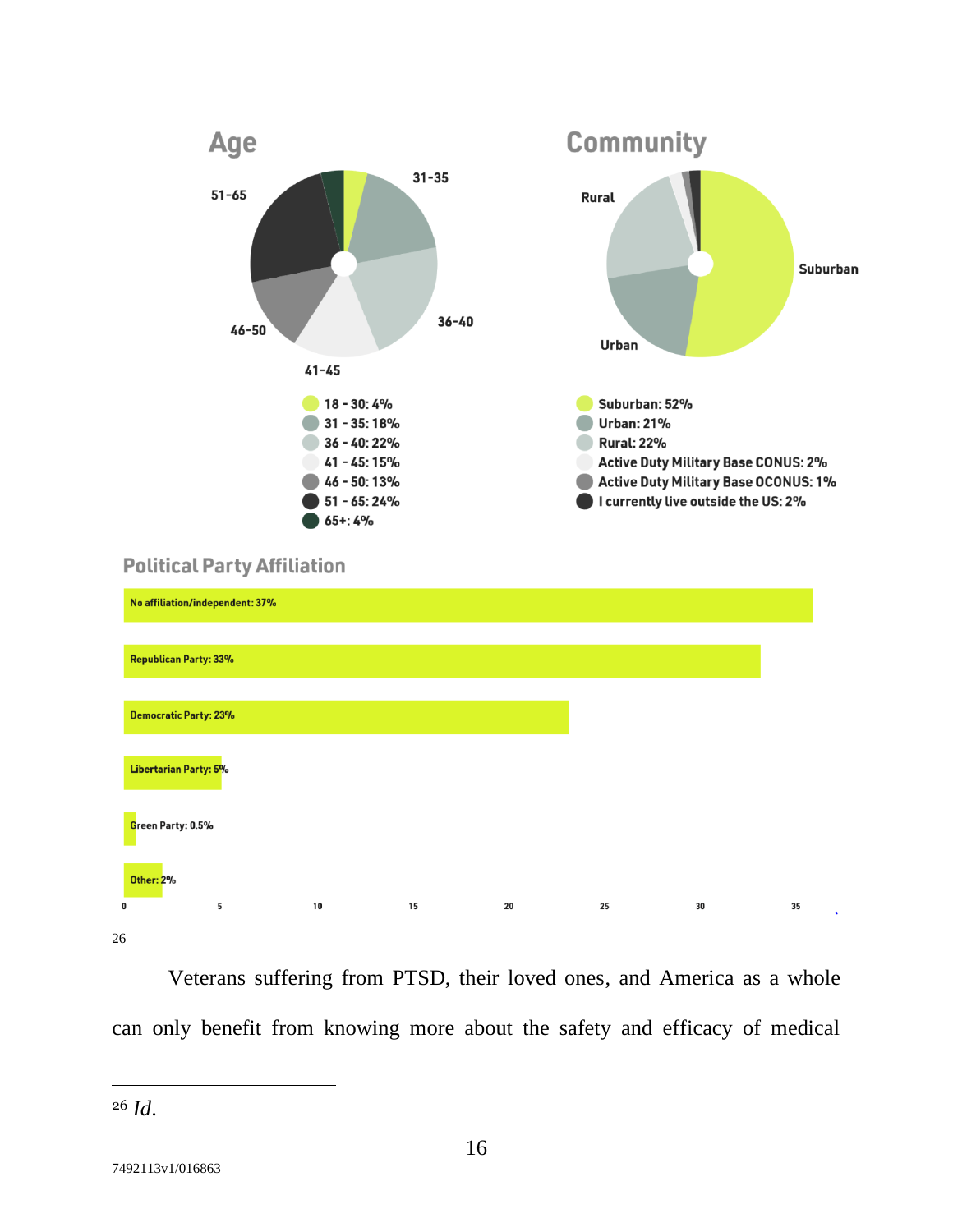## Age

- 18 - 30: 4%
- 31 - 35: 18%
- 36 - 40: 22%
- 41 - 45: 15%
- 46 - 50: 13%
- 51 - 65: 24%
- 65+: 4%

## Community

- Suburban: 52%
- Urban: 21%
- Rural: 22%
- Active Duty Military Base CONUS: 2%
- Active Duty Military Base OCONUS: 1%
- I currently live outside the US: 2%

## Political Party Affiliation

- No affiliation/independent: 37%
- Republican Party: 33%
- Democratic Party: 23%
- Libertarian Party: 5%
- Green Party: 0.5%
- Other: 2%

26

Veterans suffering from PTSD, their loved ones, and America as a whole can only benefit from knowing more about the safety and efficacy of medical

---

26 *Id.*

7492113v1/016863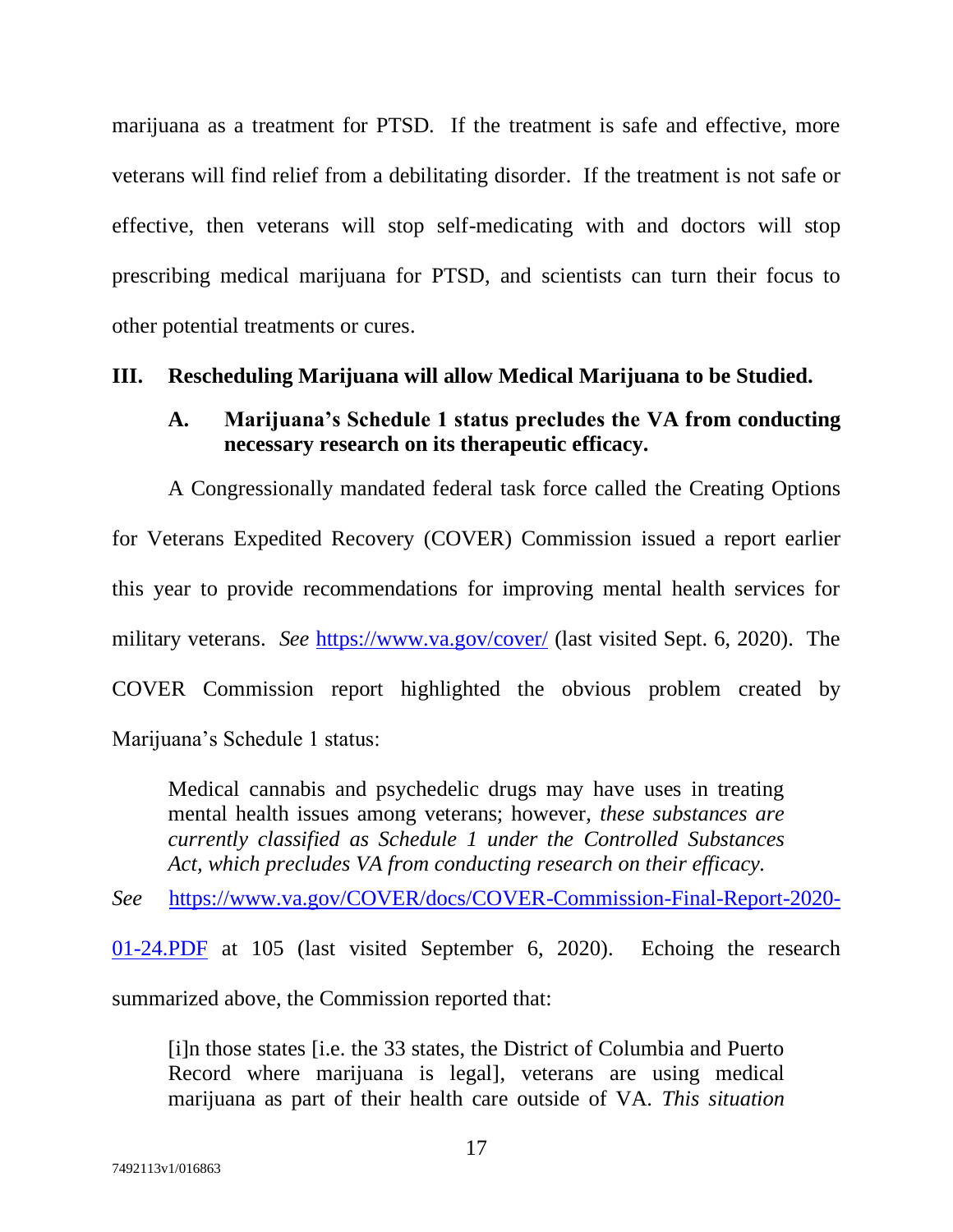marijuana as a treatment for PTSD. If the treatment is safe and effective, more veterans will find relief from a debilitating disorder. If the treatment is not safe or effective, then veterans will stop self-medicating with and doctors will stop prescribing medical marijuana for PTSD, and scientists can turn their focus to other potential treatments or cures.

## III. Rescheduling Marijuana will allow Medical Marijuana to be Studied.

### A. Marijuana's Schedule 1 status precludes the VA from conducting necessary research on its therapeutic efficacy.

A Congressionally mandated federal task force called the Creating Options for Veterans Expedited Recovery (COVER) Commission issued a report earlier this year to provide recommendations for improving mental health services for military veterans. *See* https://www.va.gov/cover/ (last visited Sept. 6, 2020). The COVER Commission report highlighted the obvious problem created by Marijuana's Schedule 1 status:

> Medical cannabis and psychedelic drugs may have uses in treating mental health issues among veterans; however, *these substances are currently classified as Schedule 1 under the Controlled Substances Act, which precludes VA from conducting research on their efficacy.*

*See* https://www.va.gov/COVER/docs/COVER-Commission-Final-Report-2020-01-24.PDF at 105 (last visited September 6, 2020). Echoing the research summarized above, the Commission reported that:

> [i]n those states [i.e. the 33 states, the District of Columbia and Puerto Record where marijuana is legal], veterans are using medical marijuana as part of their health care outside of VA. *This situation*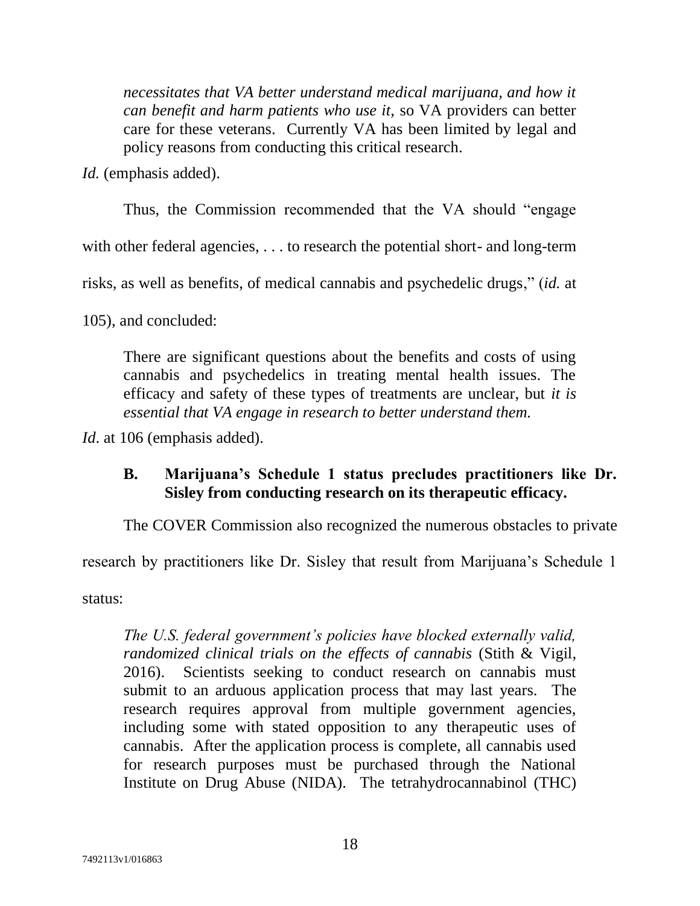> *necessitates that VA better understand medical marijuana, and how it can benefit and harm patients who use it*, so VA providers can better care for these veterans. Currently VA has been limited by legal and policy reasons from conducting this critical research.

*Id.* (emphasis added).

Thus, the Commission recommended that the VA should "engage with other federal agencies, . . . to research the potential short- and long-term risks, as well as benefits, of medical cannabis and psychedelic drugs," (*id.* at 105), and concluded:

> There are significant questions about the benefits and costs of using cannabis and psychedelics in treating mental health issues. The efficacy and safety of these types of treatments are unclear, but *it is essential that VA engage in research to better understand them.*

*Id*. at 106 (emphasis added).

### B. Marijuana's Schedule 1 status precludes practitioners like Dr. Sisley from conducting research on its therapeutic efficacy.

The COVER Commission also recognized the numerous obstacles to private research by practitioners like Dr. Sisley that result from Marijuana's Schedule 1 status:

> *The U.S. federal government's policies have blocked externally valid, randomized clinical trials on the effects of cannabis* (Stith & Vigil, 2016). Scientists seeking to conduct research on cannabis must submit to an arduous application process that may last years. The research requires approval from multiple government agencies, including some with stated opposition to any therapeutic uses of cannabis. After the application process is complete, all cannabis used for research purposes must be purchased through the National Institute on Drug Abuse (NIDA). The tetrahydrocannabinol (THC)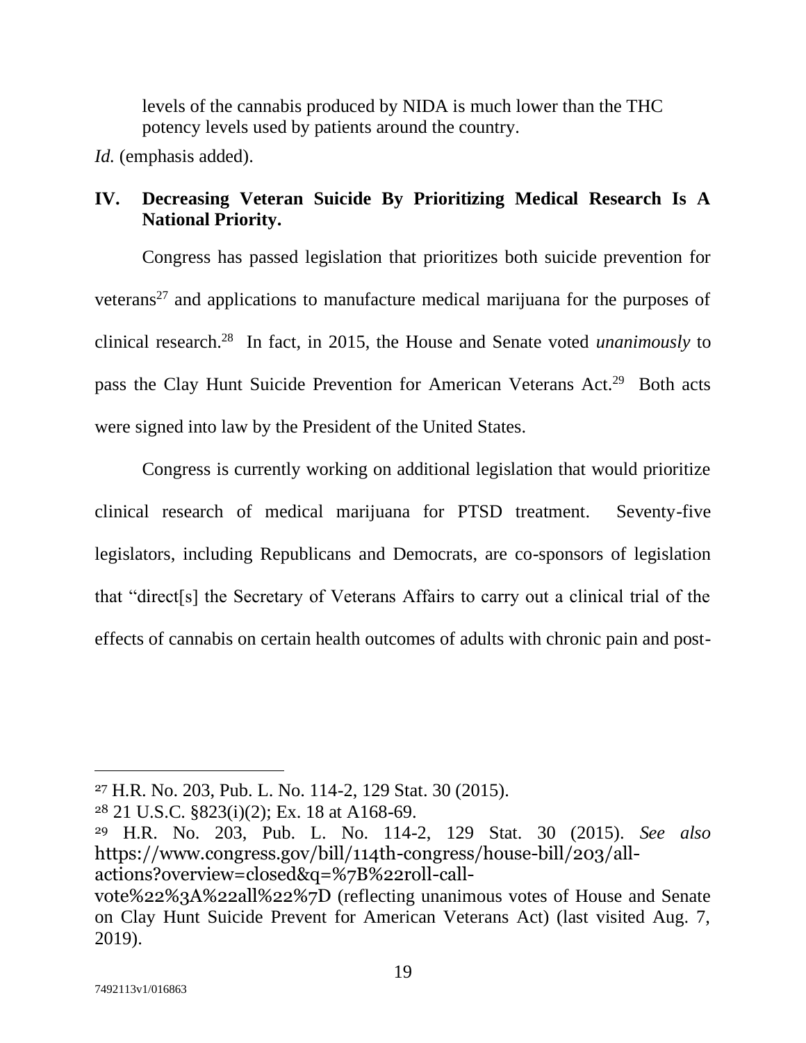levels of the cannabis produced by NIDA is much lower than the THC potency levels used by patients around the country.

*Id.* (emphasis added).

## IV. Decreasing Veteran Suicide By Prioritizing Medical Research Is A National Priority.

Congress has passed legislation that prioritizes both suicide prevention for veterans[27] and applications to manufacture medical marijuana for the purposes of clinical research.[28] In fact, in 2015, the House and Senate voted *unanimously* to pass the Clay Hunt Suicide Prevention for American Veterans Act.[29] Both acts were signed into law by the President of the United States.

Congress is currently working on additional legislation that would prioritize clinical research of medical marijuana for PTSD treatment. Seventy-five legislators, including Republicans and Democrats, are co-sponsors of legislation that "direct[s] the Secretary of Veterans Affairs to carry out a clinical trial of the effects of cannabis on certain health outcomes of adults with chronic pain and post-

---

[27] H.R. No. 203, Pub. L. No. 114-2, 129 Stat. 30 (2015).

[28] 21 U.S.C. §823(i)(2); Ex. 18 at A168-69.

[29] H.R. No. 203, Pub. L. No. 114-2, 129 Stat. 30 (2015). *See also* https://www.congress.gov/bill/114th-congress/house-bill/203/all-actions?overview=closed&q=%7B%22roll-call-vote%22%3A%22all%22%7D (reflecting unanimous votes of House and Senate on Clay Hunt Suicide Prevent for American Veterans Act) (last visited Aug. 7, 2019).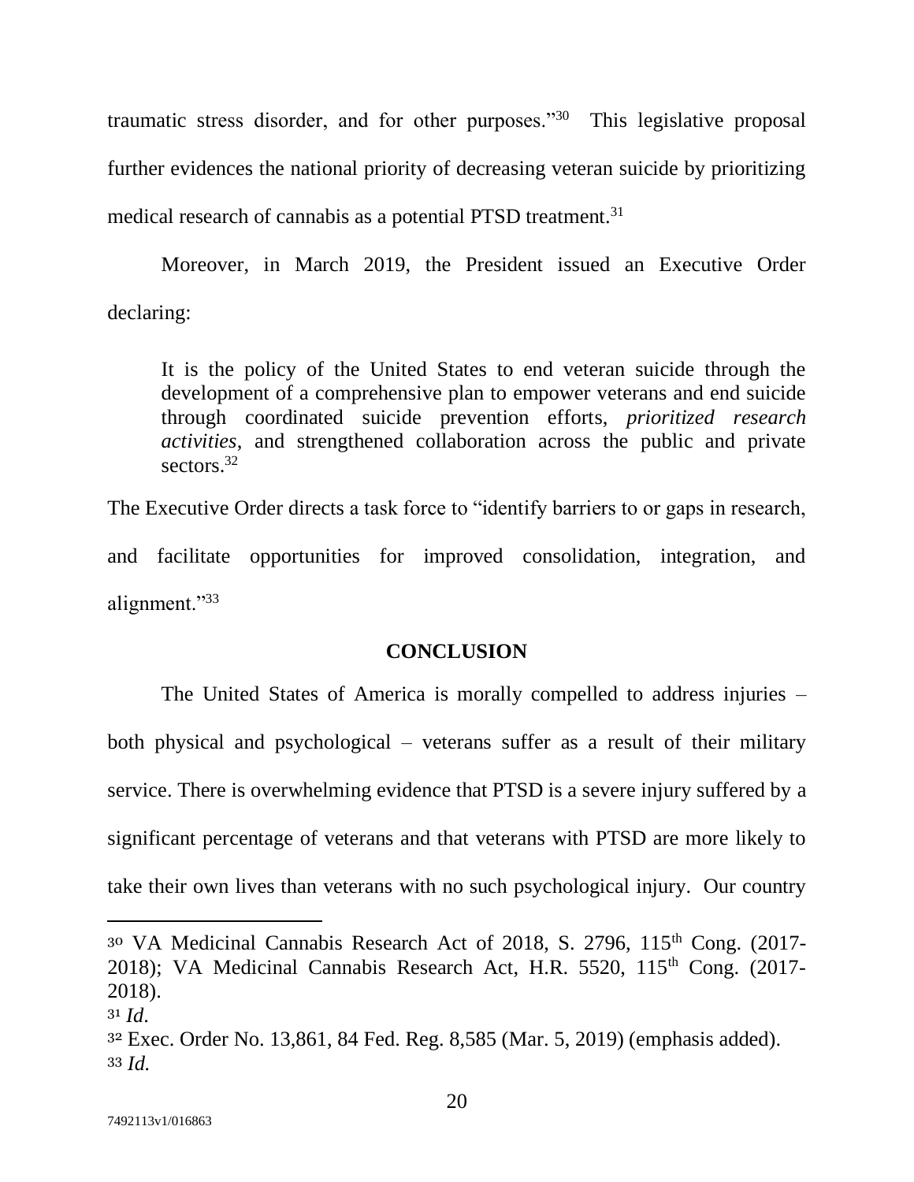traumatic stress disorder, and for other purposes."[30] This legislative proposal further evidences the national priority of decreasing veteran suicide by prioritizing medical research of cannabis as a potential PTSD treatment.[31]

Moreover, in March 2019, the President issued an Executive Order declaring:

> It is the policy of the United States to end veteran suicide through the development of a comprehensive plan to empower veterans and end suicide through coordinated suicide prevention efforts, *prioritized research activities*, and strengthened collaboration across the public and private sectors.[32]

The Executive Order directs a task force to "identify barriers to or gaps in research, and facilitate opportunities for improved consolidation, integration, and alignment."[33]

## CONCLUSION

The United States of America is morally compelled to address injuries – both physical and psychological – veterans suffer as a result of their military service. There is overwhelming evidence that PTSD is a severe injury suffered by a significant percentage of veterans and that veterans with PTSD are more likely to take their own lives than veterans with no such psychological injury. Our country

---

[30] VA Medicinal Cannabis Research Act of 2018, S. 2796, 115th Cong. (2017-2018); VA Medicinal Cannabis Research Act, H.R. 5520, 115th Cong. (2017-2018).

[31] *Id*.

[32] Exec. Order No. 13,861, 84 Fed. Reg. 8,585 (Mar. 5, 2019) (emphasis added).

[33] *Id.*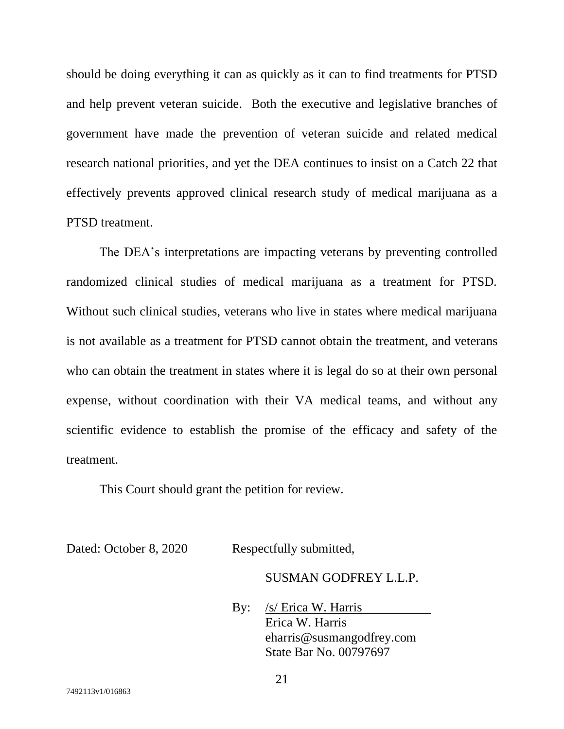should be doing everything it can as quickly as it can to find treatments for PTSD and help prevent veteran suicide. Both the executive and legislative branches of government have made the prevention of veteran suicide and related medical research national priorities, and yet the DEA continues to insist on a Catch 22 that effectively prevents approved clinical research study of medical marijuana as a PTSD treatment.

The DEA's interpretations are impacting veterans by preventing controlled randomized clinical studies of medical marijuana as a treatment for PTSD. Without such clinical studies, veterans who live in states where medical marijuana is not available as a treatment for PTSD cannot obtain the treatment, and veterans who can obtain the treatment in states where it is legal do so at their own personal expense, without coordination with their VA medical teams, and without any scientific evidence to establish the promise of the efficacy and safety of the treatment.

This Court should grant the petition for review.

Dated: October 8, 2020

Respectfully submitted,

SUSMAN GODFREY L.L.P.

By: /s/ Erica W. Harris
Erica W. Harris
eharris@susmangodfrey.com
State Bar No. 00797697

7492113v1/016863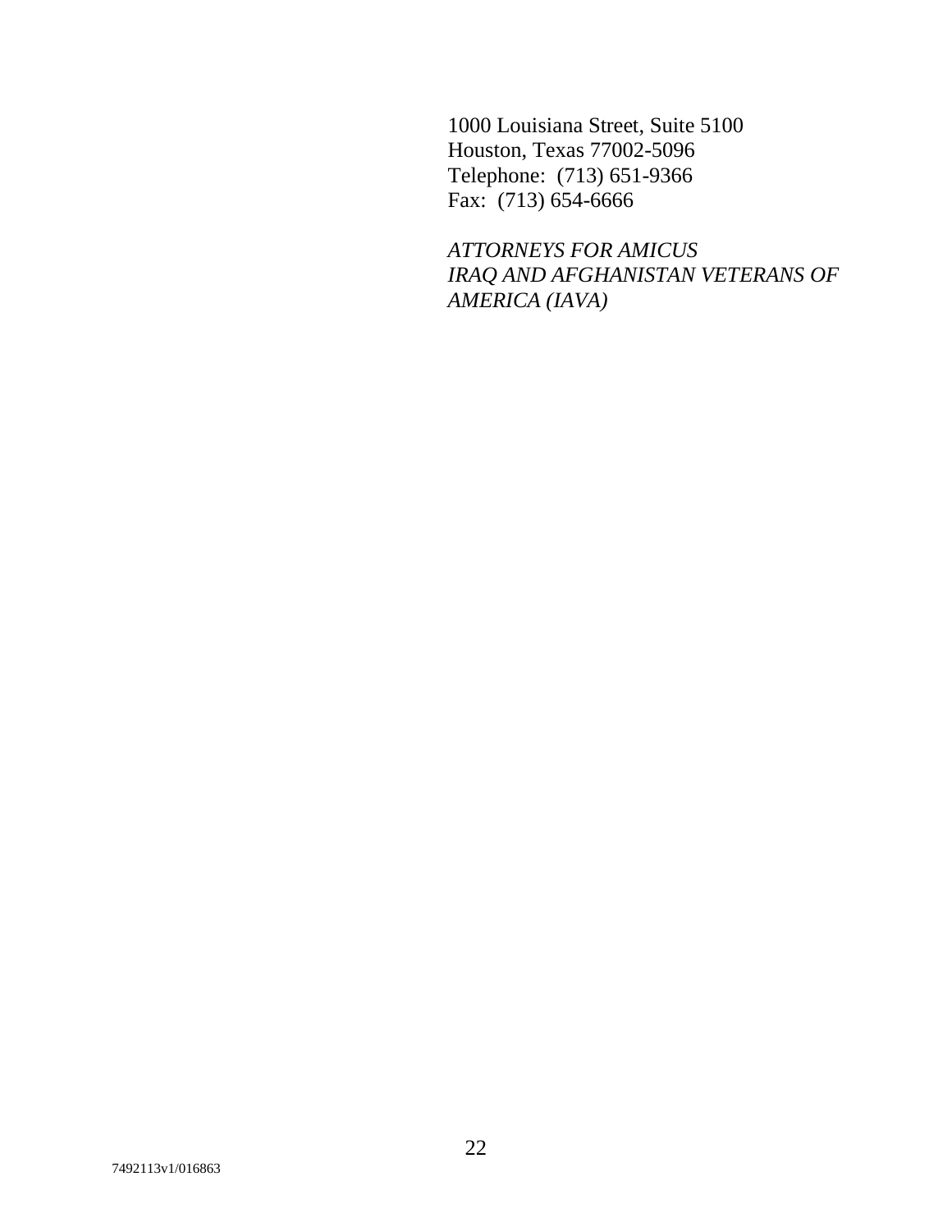1000 Louisiana Street, Suite 5100
Houston, Texas 77002-5096
Telephone: (713) 651-9366
Fax: (713) 654-6666

*ATTORNEYS FOR AMICUS*
*IRAQ AND AFGHANISTAN VETERANS OF AMERICA (IAVA)*

7492113v1/016863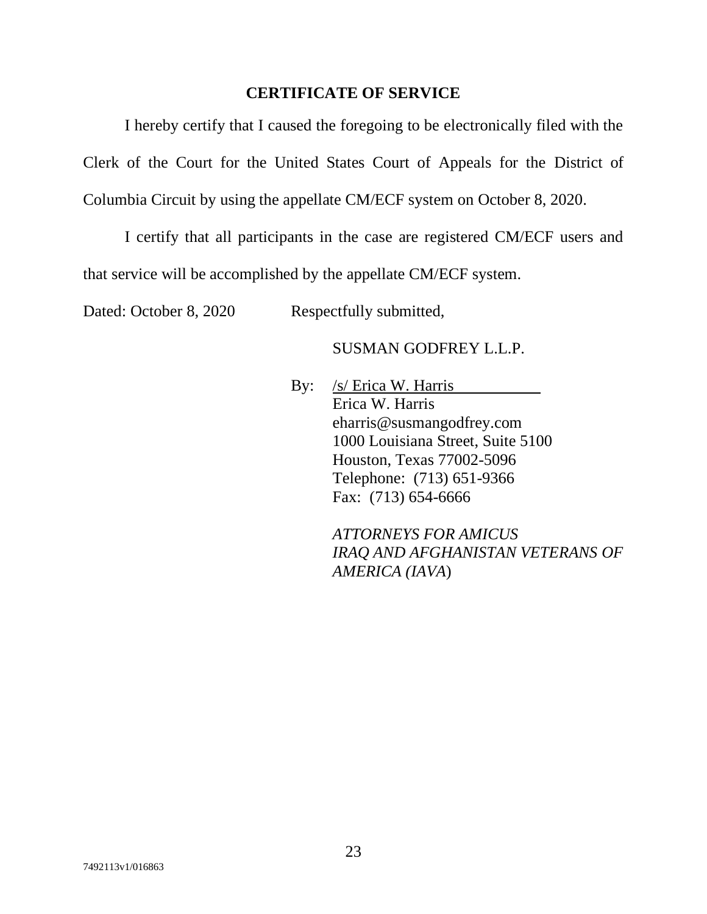## CERTIFICATE OF SERVICE

I hereby certify that I caused the foregoing to be electronically filed with the Clerk of the Court for the United States Court of Appeals for the District of Columbia Circuit by using the appellate CM/ECF system on October 8, 2020.

I certify that all participants in the case are registered CM/ECF users and that service will be accomplished by the appellate CM/ECF system.

Dated: October 8, 2020 Respectfully submitted,

SUSMAN GODFREY L.L.P.

By: /s/ Erica W. Harris
Erica W. Harris
eharris@susmangodfrey.com
1000 Louisiana Street, Suite 5100
Houston, Texas 77002-5096
Telephone: (713) 651-9366
Fax: (713) 654-6666

*ATTORNEYS FOR AMICUS IRAQ AND AFGHANISTAN VETERANS OF AMERICA (IAVA)*

7492113v1/016863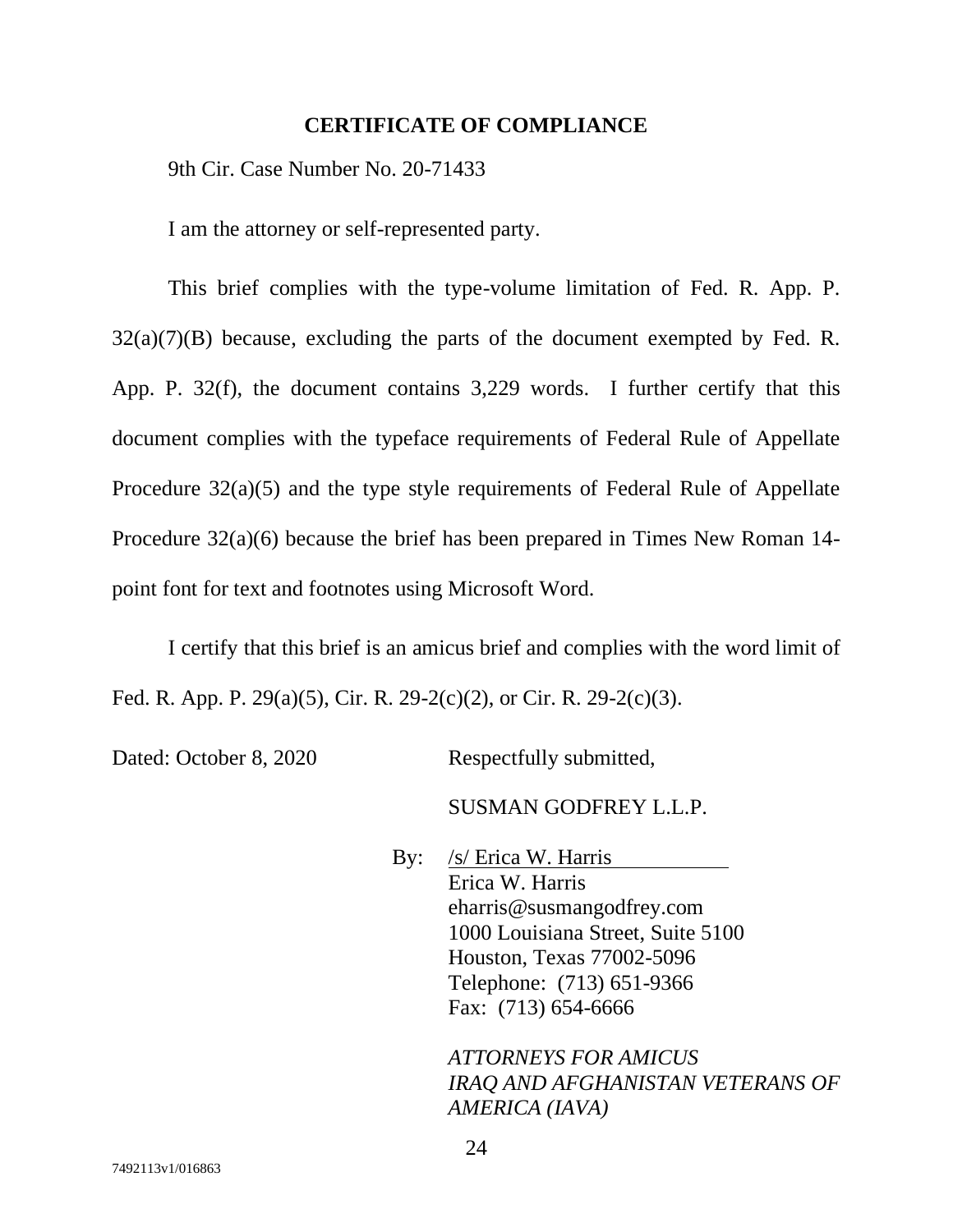## CERTIFICATE OF COMPLIANCE

9th Cir. Case Number No. 20-71433

I am the attorney or self-represented party.

This brief complies with the type-volume limitation of Fed. R. App. P. 32(a)(7)(B) because, excluding the parts of the document exempted by Fed. R. App. P. 32(f), the document contains 3,229 words. I further certify that this document complies with the typeface requirements of Federal Rule of Appellate Procedure 32(a)(5) and the type style requirements of Federal Rule of Appellate Procedure 32(a)(6) because the brief has been prepared in Times New Roman 14-point font for text and footnotes using Microsoft Word.

I certify that this brief is an amicus brief and complies with the word limit of Fed. R. App. P. 29(a)(5), Cir. R. 29-2(c)(2), or Cir. R. 29-2(c)(3).

Dated: October 8, 2020

Respectfully submitted,

SUSMAN GODFREY L.L.P.

By: /s/ Erica W. Harris
Erica W. Harris
eharris@susmangodfrey.com
1000 Louisiana Street, Suite 5100
Houston, Texas 77002-5096
Telephone: (713) 651-9366
Fax: (713) 654-6666

*ATTORNEYS FOR AMICUS IRAQ AND AFGHANISTAN VETERANS OF AMERICA (IAVA)*

7492113v1/016863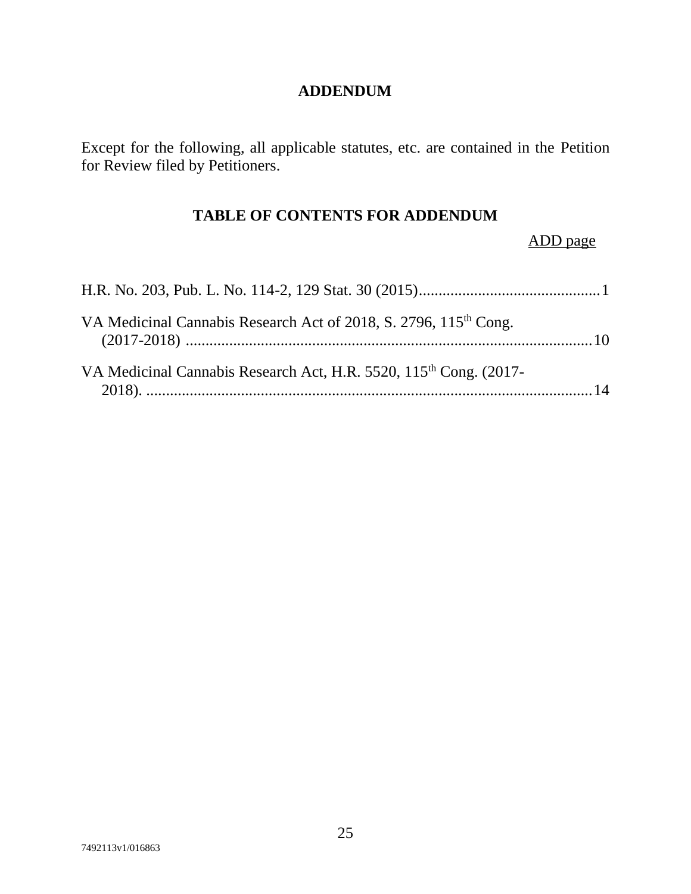## ADDENDUM

Except for the following, all applicable statutes, etc. are contained in the Petition for Review filed by Petitioners.

## TABLE OF CONTENTS FOR ADDENDUM

ADD page

H.R. No. 203, Pub. L. No. 114-2, 129 Stat. 30 (2015)..............................................1

VA Medicinal Cannabis Research Act of 2018, S. 2796, 115th Cong. (2017-2018) ......................................................................................................10

VA Medicinal Cannabis Research Act, H.R. 5520, 115th Cong. (2017-2018). ..............................................................................................................14

7492113v1/016863